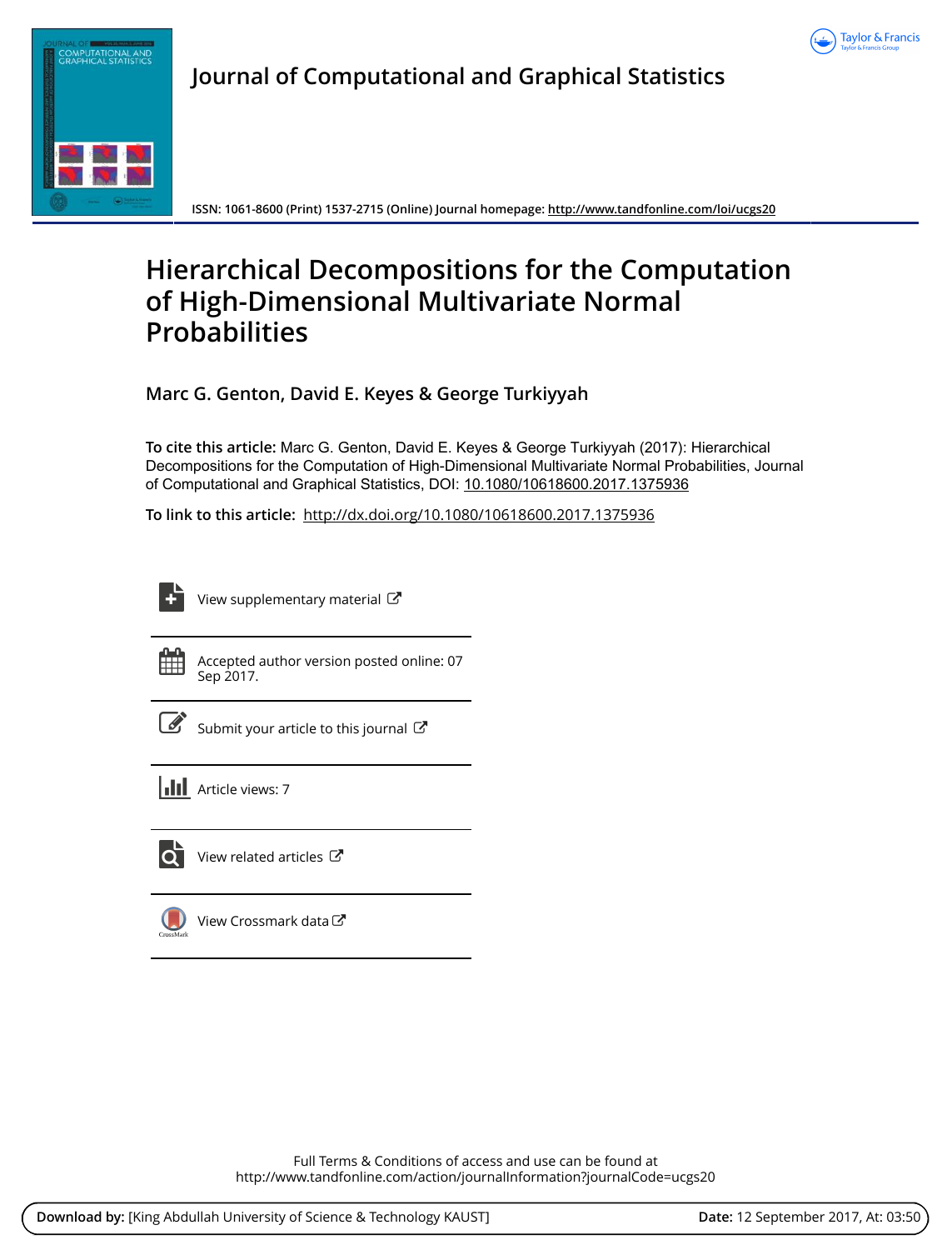# Journal of Computational and Graphical Statistics

ISSN: 1061-8600 (Print) 1537-2715 (Online) Journal homepage: http://www.tandfonline.com/loi/ucgs20

# Hierarchical Decompositions for the Computation of High-Dimensional Multivariate Normal Probabilities

**Marc G. Genton, David E. Keyes & George Turkiyyah**

**To cite this article:** Marc G. Genton, David E. Keyes & George Turkiyyah (2017): Hierarchical Decompositions for the Computation of High-Dimensional Multivariate Normal Probabilities, Journal of Computational and Graphical Statistics, DOI: 10.1080/10618600.2017.1375936

**To link to this article:** http://dx.doi.org/10.1080/10618600.2017.1375936

View supplementary material

Accepted author version posted online: 07 Sep 2017.

Submit your article to this journal

Article views: 7

View related articles

View Crossmark data

Full Terms & Conditions of access and use can be found at
http://www.tandfonline.com/action/journalInformation?journalCode=ucgs20

**Download by:** [King Abdullah University of Science & Technology KAUST] **Date:** 12 September 2017, At: 03:50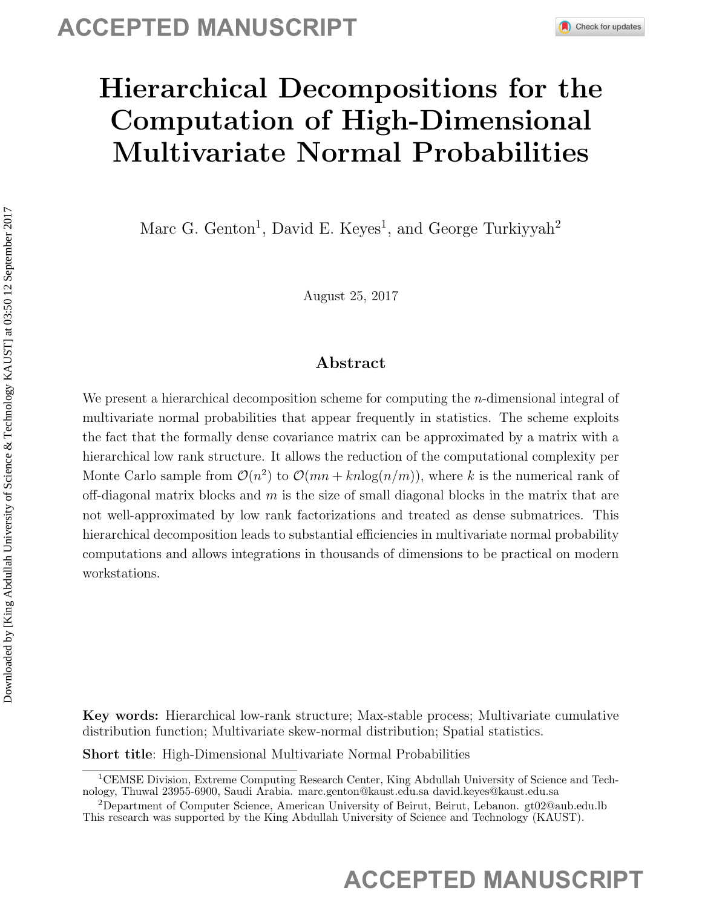# Hierarchical Decompositions for the Computation of High-Dimensional Multivariate Normal Probabilities

Marc G. Genton[1], David E. Keyes[1], and George Turkiyyah[2]

August 25, 2017

## Abstract

We present a hierarchical decomposition scheme for computing the $n$-dimensional integral of multivariate normal probabilities that appear frequently in statistics. The scheme exploits the fact that the formally dense covariance matrix can be approximated by a matrix with a hierarchical low rank structure. It allows the reduction of the computational complexity per Monte Carlo sample from $\mathcal{O}(n^2)$ to $\mathcal{O}(mn + kn\log(n/m))$, where $k$ is the numerical rank of off-diagonal matrix blocks and $m$ is the size of small diagonal blocks in the matrix that are not well-approximated by low rank factorizations and treated as dense submatrices. This hierarchical decomposition leads to substantial efficiencies in multivariate normal probability computations and allows integrations in thousands of dimensions to be practical on modern workstations.

**Key words:** Hierarchical low-rank structure; Max-stable process; Multivariate cumulative distribution function; Multivariate skew-normal distribution; Spatial statistics.

**Short title**: High-Dimensional Multivariate Normal Probabilities

[1]CEMSE Division, Extreme Computing Research Center, King Abdullah University of Science and Technology, Thuwal 23955-6900, Saudi Arabia. marc.genton@kaust.edu.sa david.keyes@kaust.edu.sa

[2]Department of Computer Science, American University of Beirut, Beirut, Lebanon. gt02@aub.edu.lb
This research was supported by the King Abdullah University of Science and Technology (KAUST).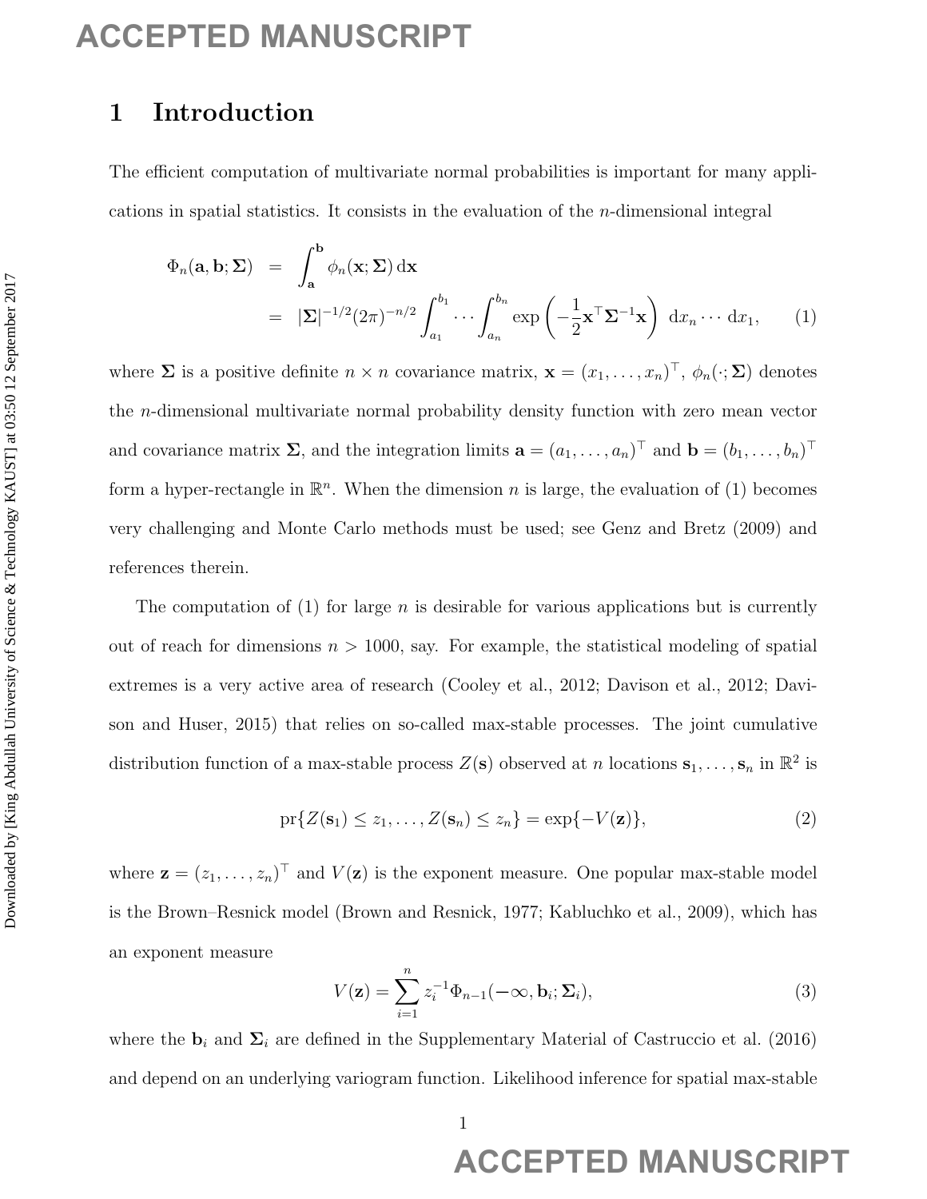# 1 Introduction

The efficient computation of multivariate normal probabilities is important for many applications in spatial statistics. It consists in the evaluation of the $n$-dimensional integral

$$
\begin{aligned}
\Phi_n(\mathbf{a}, \mathbf{b}; \boldsymbol{\Sigma}) &= \int_{\mathbf{a}}^{\mathbf{b}} \phi_n(\mathbf{x}; \boldsymbol{\Sigma}) \, \mathrm{d}\mathbf{x} \\
&= |\boldsymbol{\Sigma}|^{-1/2} (2\pi)^{-n/2} \int_{a_1}^{b_1} \cdots \int_{a_n}^{b_n} \exp\left( -\frac{1}{2} \mathbf{x}^\top \boldsymbol{\Sigma}^{-1} \mathbf{x} \right) \, \mathrm{d}x_n \cdots \mathrm{d}x_1, \qquad (1)
\end{aligned}
$$

where $\boldsymbol{\Sigma}$ is a positive definite $n \times n$ covariance matrix, $\mathbf{x} = (x_1, \ldots, x_n)^\top$, $\phi_n(\cdot; \boldsymbol{\Sigma})$ denotes the $n$-dimensional multivariate normal probability density function with zero mean vector and covariance matrix $\boldsymbol{\Sigma}$, and the integration limits $\mathbf{a} = (a_1, \ldots, a_n)^\top$ and $\mathbf{b} = (b_1, \ldots, b_n)^\top$ form a hyper-rectangle in $\mathbb{R}^n$. When the dimension $n$ is large, the evaluation of (1) becomes very challenging and Monte Carlo methods must be used; see Genz and Bretz (2009) and references therein.

The computation of (1) for large $n$ is desirable for various applications but is currently out of reach for dimensions $n > 1000$, say. For example, the statistical modeling of spatial extremes is a very active area of research (Cooley et al., 2012; Davison et al., 2012; Davison and Huser, 2015) that relies on so-called max-stable processes. The joint cumulative distribution function of a max-stable process $Z(\mathbf{s})$ observed at $n$ locations $\mathbf{s}_1, \ldots, \mathbf{s}_n$ in $\mathbb{R}^2$ is

$$
\mathrm{pr}\{Z(\mathbf{s}_1) \leq z_1, \ldots, Z(\mathbf{s}_n) \leq z_n\} = \exp\{-V(\mathbf{z})\}, \qquad (2)
$$

where $\mathbf{z} = (z_1, \ldots, z_n)^\top$ and $V(\mathbf{z})$ is the exponent measure. One popular max-stable model is the Brown–Resnick model (Brown and Resnick, 1977; Kabluchko et al., 2009), which has an exponent measure

$$
V(\mathbf{z}) = \sum_{i=1}^{n} z_i^{-1} \Phi_{n-1}(-\infty, \mathbf{b}_i; \boldsymbol{\Sigma}_i), \qquad (3)
$$

where the $\mathbf{b}_i$ and $\boldsymbol{\Sigma}_i$ are defined in the Supplementary Material of Castruccio et al. (2016) and depend on an underlying variogram function. Likelihood inference for spatial max-stable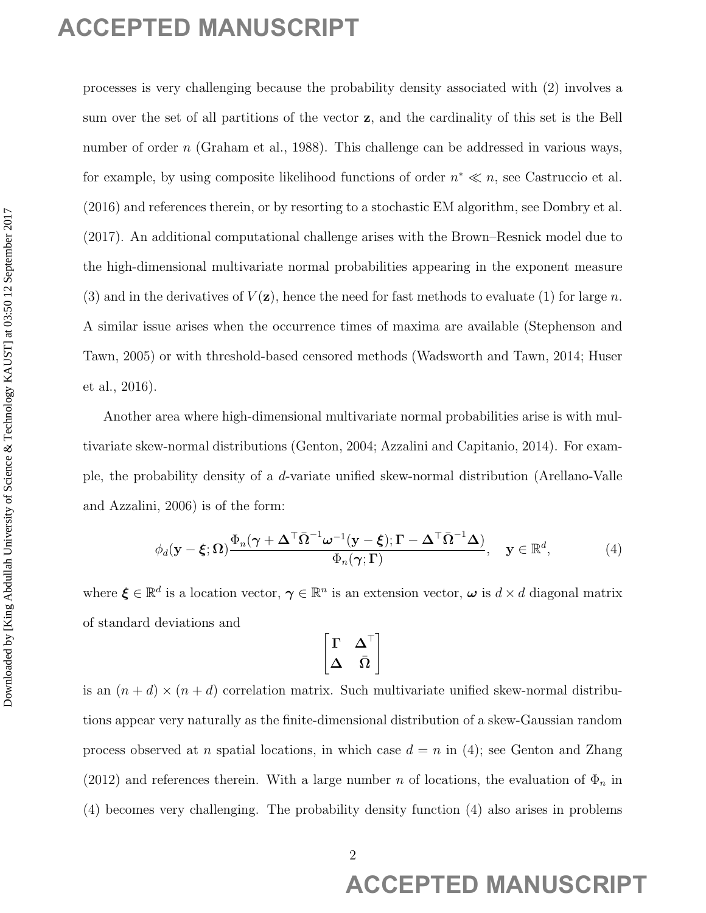processes is very challenging because the probability density associated with (2) involves a sum over the set of all partitions of the vector $\mathbf{z}$, and the cardinality of this set is the Bell number of order $n$ (Graham et al., 1988). This challenge can be addressed in various ways, for example, by using composite likelihood functions of order $n^* \ll n$, see Castruccio et al. (2016) and references therein, or by resorting to a stochastic EM algorithm, see Dombry et al. (2017). An additional computational challenge arises with the Brown–Resnick model due to the high-dimensional multivariate normal probabilities appearing in the exponent measure (3) and in the derivatives of $V(\mathbf{z})$, hence the need for fast methods to evaluate (1) for large $n$. A similar issue arises when the occurrence times of maxima are available (Stephenson and Tawn, 2005) or with threshold-based censored methods (Wadsworth and Tawn, 2014; Huser et al., 2016).

Another area where high-dimensional multivariate normal probabilities arise is with multivariate skew-normal distributions (Genton, 2004; Azzalini and Capitanio, 2014). For example, the probability density of a $d$-variate unified skew-normal distribution (Arellano-Valle and Azzalini, 2006) is of the form:

$$\phi_d(\mathbf{y} - \boldsymbol{\xi}; \boldsymbol{\Omega}) \frac{\Phi_n(\boldsymbol{\gamma} + \boldsymbol{\Delta}^\top \bar{\boldsymbol{\Omega}}^{-1} \boldsymbol{\omega}^{-1}(\mathbf{y} - \boldsymbol{\xi}); \boldsymbol{\Gamma} - \boldsymbol{\Delta}^\top \bar{\boldsymbol{\Omega}}^{-1} \boldsymbol{\Delta})}{\Phi_n(\boldsymbol{\gamma}; \boldsymbol{\Gamma})}, \quad \mathbf{y} \in \mathbb{R}^d, \tag{4}$$

where $\boldsymbol{\xi} \in \mathbb{R}^d$ is a location vector, $\boldsymbol{\gamma} \in \mathbb{R}^n$ is an extension vector, $\boldsymbol{\omega}$ is $d \times d$ diagonal matrix of standard deviations and

$$\begin{bmatrix} \boldsymbol{\Gamma} & \boldsymbol{\Delta}^\top \\ \boldsymbol{\Delta} & \bar{\boldsymbol{\Omega}} \end{bmatrix}$$

is an $(n + d) \times (n + d)$ correlation matrix. Such multivariate unified skew-normal distributions appear very naturally as the finite-dimensional distribution of a skew-Gaussian random process observed at $n$ spatial locations, in which case $d = n$ in (4); see Genton and Zhang (2012) and references therein. With a large number $n$ of locations, the evaluation of $\Phi_n$ in (4) becomes very challenging. The probability density function (4) also arises in problems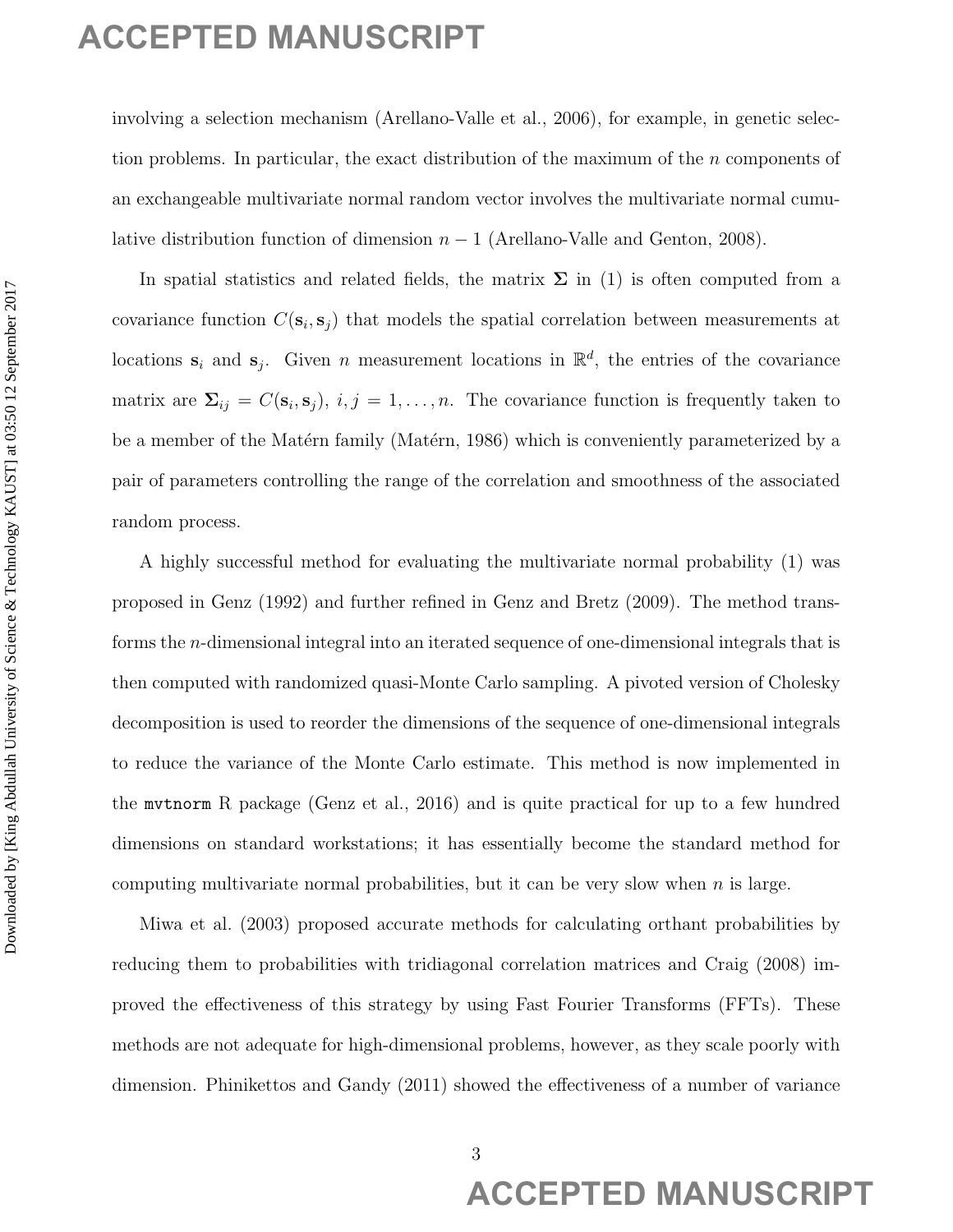involving a selection mechanism (Arellano-Valle et al., 2006), for example, in genetic selection problems. In particular, the exact distribution of the maximum of the $n$ components of an exchangeable multivariate normal random vector involves the multivariate normal cumulative distribution function of dimension $n-1$ (Arellano-Valle and Genton, 2008).

In spatial statistics and related fields, the matrix $\boldsymbol{\Sigma}$ in (1) is often computed from a covariance function $C(\mathbf{s}_i, \mathbf{s}_j)$ that models the spatial correlation between measurements at locations $\mathbf{s}_i$ and $\mathbf{s}_j$. Given $n$ measurement locations in $\mathbb{R}^d$, the entries of the covariance matrix are $\boldsymbol{\Sigma}_{ij} = C(\mathbf{s}_i, \mathbf{s}_j)$, $i, j = 1, \ldots, n$. The covariance function is frequently taken to be a member of the Matérn family (Matérn, 1986) which is conveniently parameterized by a pair of parameters controlling the range of the correlation and smoothness of the associated random process.

A highly successful method for evaluating the multivariate normal probability (1) was proposed in Genz (1992) and further refined in Genz and Bretz (2009). The method transforms the $n$-dimensional integral into an iterated sequence of one-dimensional integrals that is then computed with randomized quasi-Monte Carlo sampling. A pivoted version of Cholesky decomposition is used to reorder the dimensions of the sequence of one-dimensional integrals to reduce the variance of the Monte Carlo estimate. This method is now implemented in the `mvtnorm` R package (Genz et al., 2016) and is quite practical for up to a few hundred dimensions on standard workstations; it has essentially become the standard method for computing multivariate normal probabilities, but it can be very slow when $n$ is large.

Miwa et al. (2003) proposed accurate methods for calculating orthant probabilities by reducing them to probabilities with tridiagonal correlation matrices and Craig (2008) improved the effectiveness of this strategy by using Fast Fourier Transforms (FFTs). These methods are not adequate for high-dimensional problems, however, as they scale poorly with dimension. Phinikettos and Gandy (2011) showed the effectiveness of a number of variance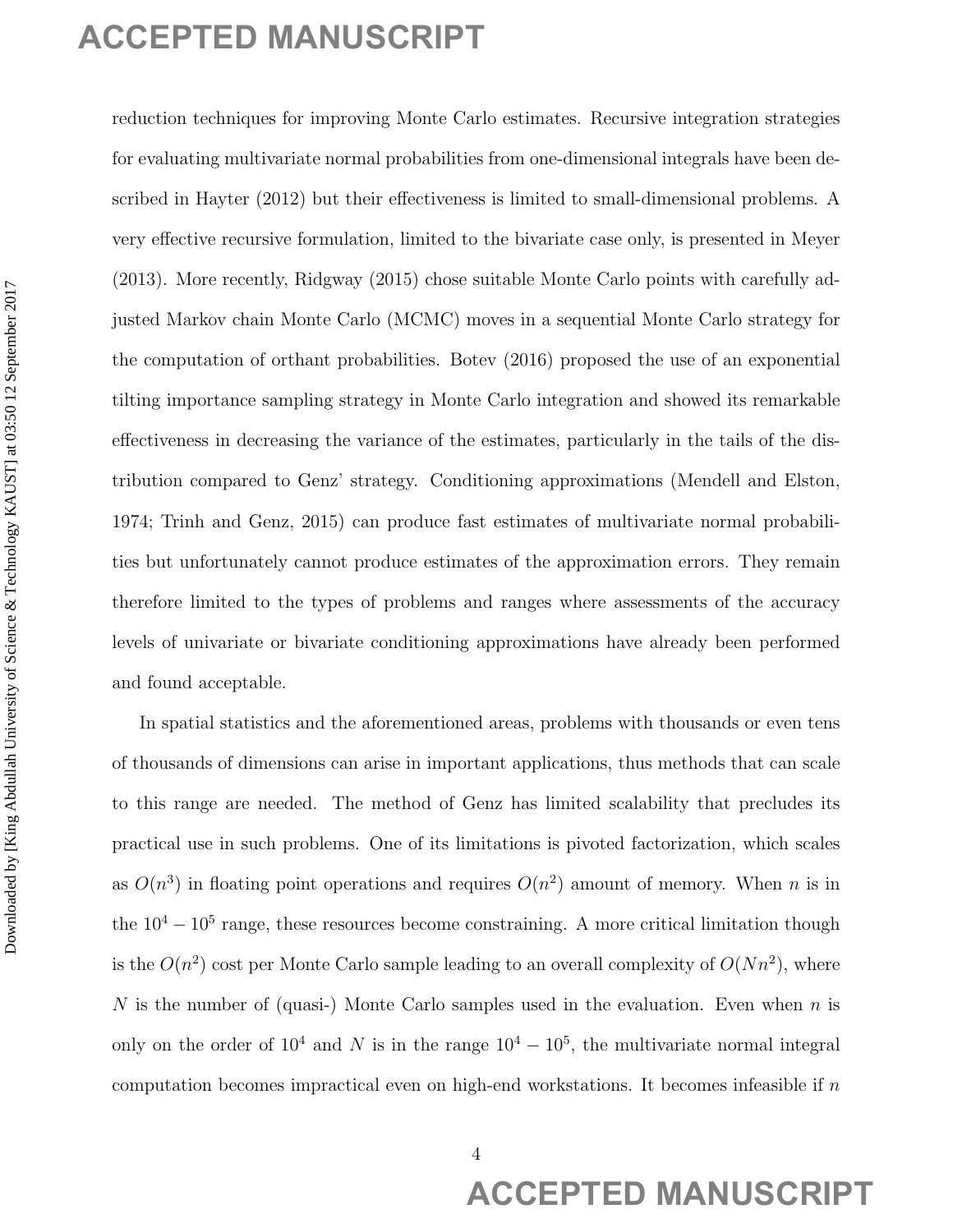reduction techniques for improving Monte Carlo estimates. Recursive integration strategies for evaluating multivariate normal probabilities from one-dimensional integrals have been described in Hayter (2012) but their effectiveness is limited to small-dimensional problems. A very effective recursive formulation, limited to the bivariate case only, is presented in Meyer (2013). More recently, Ridgway (2015) chose suitable Monte Carlo points with carefully adjusted Markov chain Monte Carlo (MCMC) moves in a sequential Monte Carlo strategy for the computation of orthant probabilities. Botev (2016) proposed the use of an exponential tilting importance sampling strategy in Monte Carlo integration and showed its remarkable effectiveness in decreasing the variance of the estimates, particularly in the tails of the distribution compared to Genz' strategy. Conditioning approximations (Mendell and Elston, 1974; Trinh and Genz, 2015) can produce fast estimates of multivariate normal probabilities but unfortunately cannot produce estimates of the approximation errors. They remain therefore limited to the types of problems and ranges where assessments of the accuracy levels of univariate or bivariate conditioning approximations have already been performed and found acceptable.

In spatial statistics and the aforementioned areas, problems with thousands or even tens of thousands of dimensions can arise in important applications, thus methods that can scale to this range are needed. The method of Genz has limited scalability that precludes its practical use in such problems. One of its limitations is pivoted factorization, which scales as $O(n^3)$ in floating point operations and requires $O(n^2)$ amount of memory. When $n$ is in the $10^4 - 10^5$ range, these resources become constraining. A more critical limitation though is the $O(n^2)$ cost per Monte Carlo sample leading to an overall complexity of $O(Nn^2)$, where $N$ is the number of (quasi-) Monte Carlo samples used in the evaluation. Even when $n$ is only on the order of $10^4$ and $N$ is in the range $10^4 - 10^5$, the multivariate normal integral computation becomes impractical even on high-end workstations. It becomes infeasible if $n$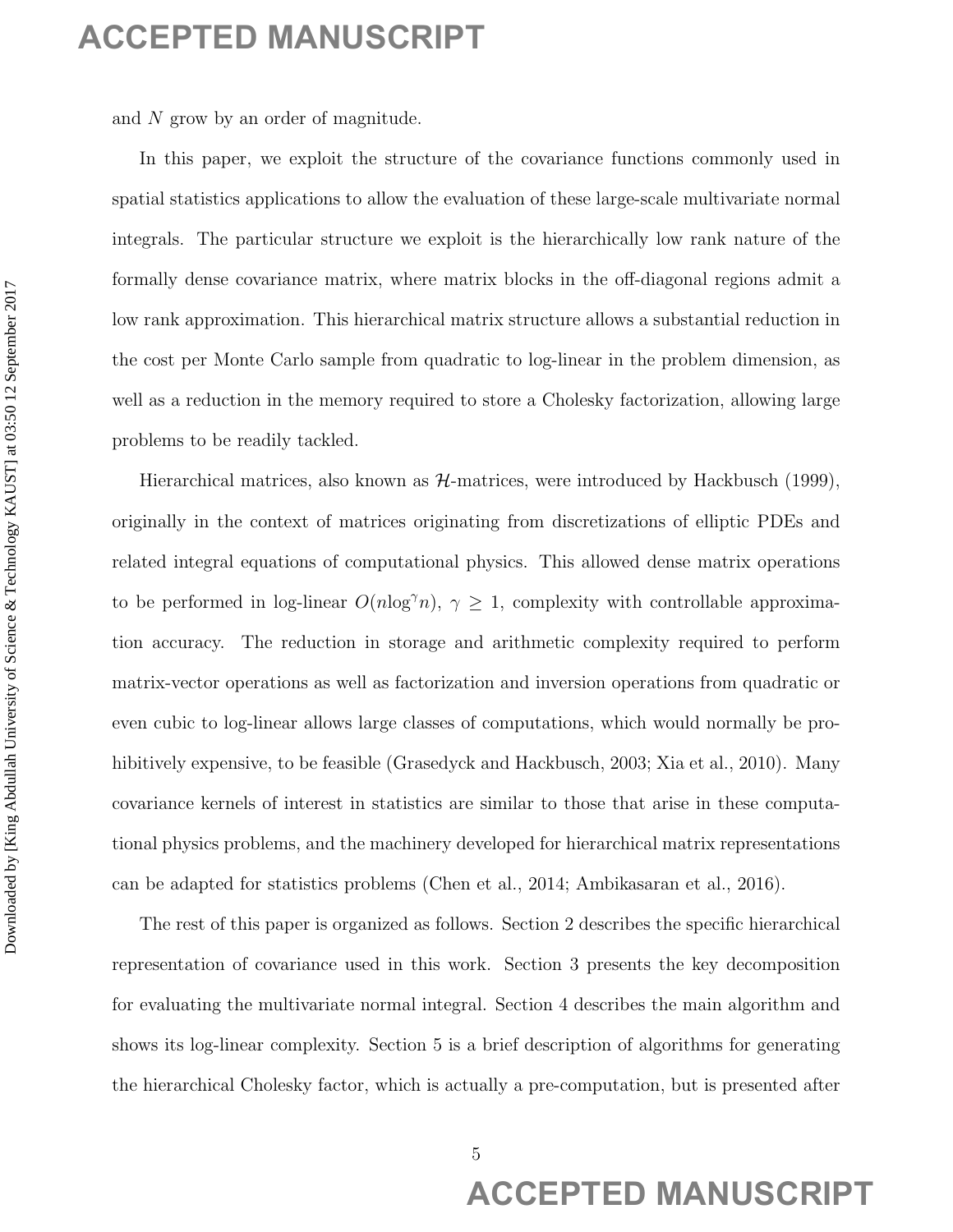and $N$ grow by an order of magnitude.

In this paper, we exploit the structure of the covariance functions commonly used in spatial statistics applications to allow the evaluation of these large-scale multivariate normal integrals. The particular structure we exploit is the hierarchically low rank nature of the formally dense covariance matrix, where matrix blocks in the off-diagonal regions admit a low rank approximation. This hierarchical matrix structure allows a substantial reduction in the cost per Monte Carlo sample from quadratic to log-linear in the problem dimension, as well as a reduction in the memory required to store a Cholesky factorization, allowing large problems to be readily tackled.

Hierarchical matrices, also known as $\mathcal{H}$-matrices, were introduced by Hackbusch (1999), originally in the context of matrices originating from discretizations of elliptic PDEs and related integral equations of computational physics. This allowed dense matrix operations to be performed in log-linear $O(n\log^{\gamma} n)$, $\gamma \geq 1$, complexity with controllable approximation accuracy. The reduction in storage and arithmetic complexity required to perform matrix-vector operations as well as factorization and inversion operations from quadratic or even cubic to log-linear allows large classes of computations, which would normally be prohibitively expensive, to be feasible (Grasedyck and Hackbusch, 2003; Xia et al., 2010). Many covariance kernels of interest in statistics are similar to those that arise in these computational physics problems, and the machinery developed for hierarchical matrix representations can be adapted for statistics problems (Chen et al., 2014; Ambikasaran et al., 2016).

The rest of this paper is organized as follows. Section 2 describes the specific hierarchical representation of covariance used in this work. Section 3 presents the key decomposition for evaluating the multivariate normal integral. Section 4 describes the main algorithm and shows its log-linear complexity. Section 5 is a brief description of algorithms for generating the hierarchical Cholesky factor, which is actually a pre-computation, but is presented after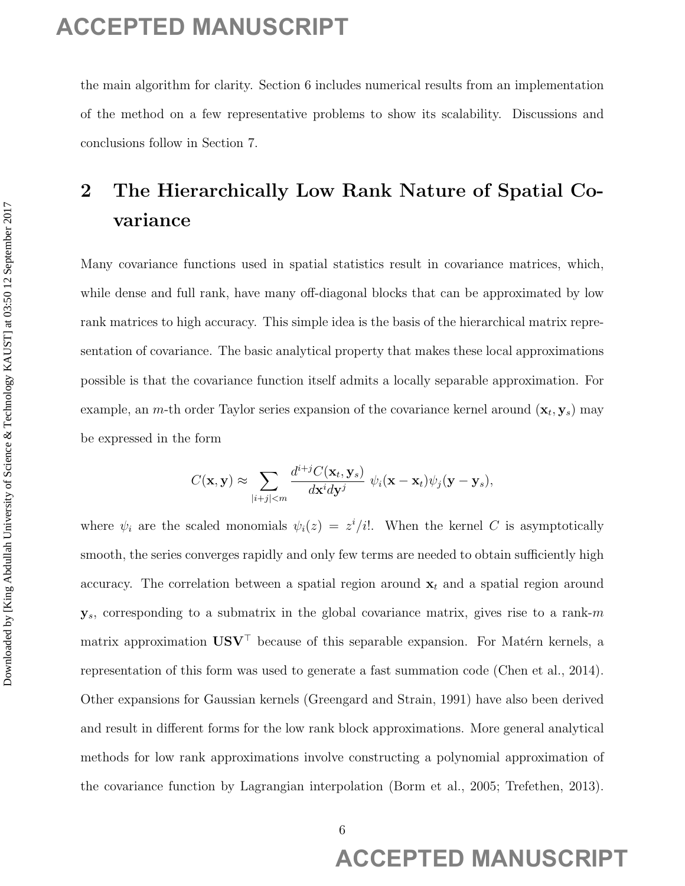the main algorithm for clarity. Section 6 includes numerical results from an implementation of the method on a few representative problems to show its scalability. Discussions and conclusions follow in Section 7.

## 2 The Hierarchically Low Rank Nature of Spatial Covariance

Many covariance functions used in spatial statistics result in covariance matrices, which, while dense and full rank, have many off-diagonal blocks that can be approximated by low rank matrices to high accuracy. This simple idea is the basis of the hierarchical matrix representation of covariance. The basic analytical property that makes these local approximations possible is that the covariance function itself admits a locally separable approximation. For example, an $m$-th order Taylor series expansion of the covariance kernel around $(\mathbf{x}_t, \mathbf{y}_s)$ may be expressed in the form

$$C(\mathbf{x}, \mathbf{y}) \approx \sum_{|i+j|<m} \frac{d^{i+j}C(\mathbf{x}_t, \mathbf{y}_s)}{d\mathbf{x}^i d\mathbf{y}^j} \; \psi_i(\mathbf{x} - \mathbf{x}_t)\psi_j(\mathbf{y} - \mathbf{y}_s),$$

where $\psi_i$ are the scaled monomials $\psi_i(z) = z^i/i!$. When the kernel $C$ is asymptotically smooth, the series converges rapidly and only few terms are needed to obtain sufficiently high accuracy. The correlation between a spatial region around $\mathbf{x}_t$ and a spatial region around $\mathbf{y}_s$, corresponding to a submatrix in the global covariance matrix, gives rise to a rank-$m$ matrix approximation $\mathbf{USV}^\top$ because of this separable expansion. For Matérn kernels, a representation of this form was used to generate a fast summation code (Chen et al., 2014). Other expansions for Gaussian kernels (Greengard and Strain, 1991) have also been derived and result in different forms for the low rank block approximations. More general analytical methods for low rank approximations involve constructing a polynomial approximation of the covariance function by Lagrangian interpolation (Borm et al., 2005; Trefethen, 2013).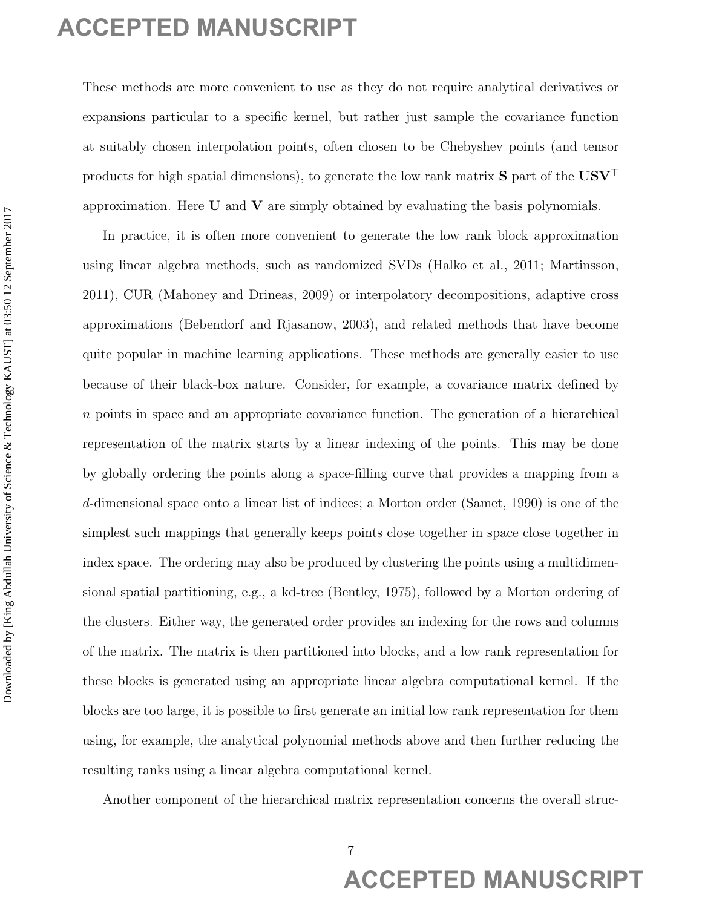These methods are more convenient to use as they do not require analytical derivatives or expansions particular to a specific kernel, but rather just sample the covariance function at suitably chosen interpolation points, often chosen to be Chebyshev points (and tensor products for high spatial dimensions), to generate the low rank matrix $\mathbf{S}$ part of the $\mathbf{USV}^\top$ approximation. Here $\mathbf{U}$ and $\mathbf{V}$ are simply obtained by evaluating the basis polynomials.

In practice, it is often more convenient to generate the low rank block approximation using linear algebra methods, such as randomized SVDs (Halko et al., 2011; Martinsson, 2011), CUR (Mahoney and Drineas, 2009) or interpolatory decompositions, adaptive cross approximations (Bebendorf and Rjasanow, 2003), and related methods that have become quite popular in machine learning applications. These methods are generally easier to use because of their black-box nature. Consider, for example, a covariance matrix defined by $n$ points in space and an appropriate covariance function. The generation of a hierarchical representation of the matrix starts by a linear indexing of the points. This may be done by globally ordering the points along a space-filling curve that provides a mapping from a $d$-dimensional space onto a linear list of indices; a Morton order (Samet, 1990) is one of the simplest such mappings that generally keeps points close together in space close together in index space. The ordering may also be produced by clustering the points using a multidimensional spatial partitioning, e.g., a kd-tree (Bentley, 1975), followed by a Morton ordering of the clusters. Either way, the generated order provides an indexing for the rows and columns of the matrix. The matrix is then partitioned into blocks, and a low rank representation for these blocks is generated using an appropriate linear algebra computational kernel. If the blocks are too large, it is possible to first generate an initial low rank representation for them using, for example, the analytical polynomial methods above and then further reducing the resulting ranks using a linear algebra computational kernel.

Another component of the hierarchical matrix representation concerns the overall struc-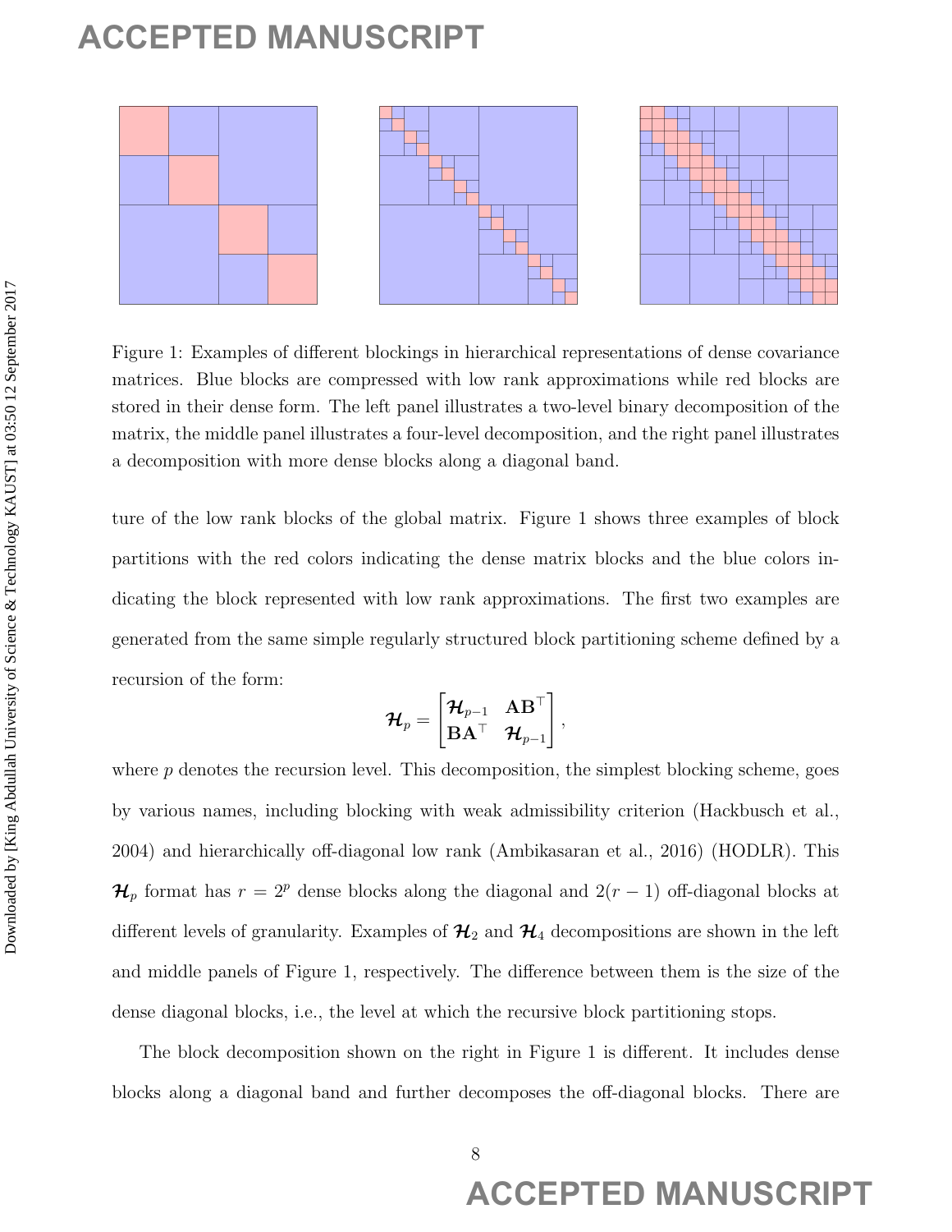Figure 1: Examples of different blockings in hierarchical representations of dense covariance matrices. Blue blocks are compressed with low rank approximations while red blocks are stored in their dense form. The left panel illustrates a two-level binary decomposition of the matrix, the middle panel illustrates a four-level decomposition, and the right panel illustrates a decomposition with more dense blocks along a diagonal band.

ture of the low rank blocks of the global matrix. Figure 1 shows three examples of block partitions with the red colors indicating the dense matrix blocks and the blue colors indicating the block represented with low rank approximations. The first two examples are generated from the same simple regularly structured block partitioning scheme defined by a recursion of the form:

$$\boldsymbol{\mathcal{H}}_p = \begin{bmatrix} \boldsymbol{\mathcal{H}}_{p-1} & \mathbf{AB}^\top \\ \mathbf{BA}^\top & \boldsymbol{\mathcal{H}}_{p-1} \end{bmatrix},$$

where $p$ denotes the recursion level. This decomposition, the simplest blocking scheme, goes by various names, including blocking with weak admissibility criterion (Hackbusch et al., 2004) and hierarchically off-diagonal low rank (Ambikasaran et al., 2016) (HODLR). This $\boldsymbol{\mathcal{H}}_p$ format has $r = 2^p$ dense blocks along the diagonal and $2(r-1)$ off-diagonal blocks at different levels of granularity. Examples of $\boldsymbol{\mathcal{H}}_2$ and $\boldsymbol{\mathcal{H}}_4$ decompositions are shown in the left and middle panels of Figure 1, respectively. The difference between them is the size of the dense diagonal blocks, i.e., the level at which the recursive block partitioning stops.

The block decomposition shown on the right in Figure 1 is different. It includes dense blocks along a diagonal band and further decomposes the off-diagonal blocks. There are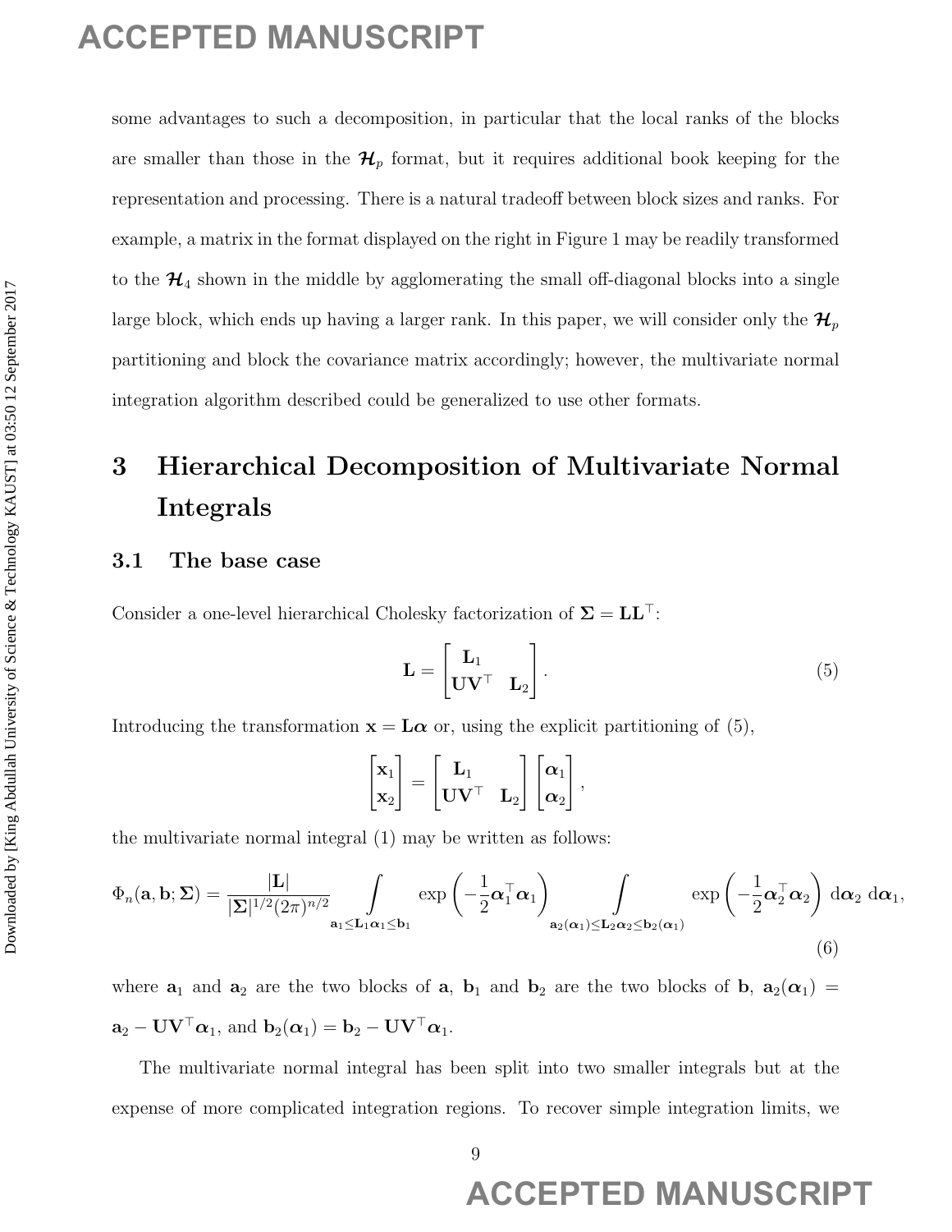some advantages to such a decomposition, in particular that the local ranks of the blocks are smaller than those in the $\mathcal{H}_p$ format, but it requires additional book keeping for the representation and processing. There is a natural tradeoff between block sizes and ranks. For example, a matrix in the format displayed on the right in Figure 1 may be readily transformed to the $\mathcal{H}_4$ shown in the middle by agglomerating the small off-diagonal blocks into a single large block, which ends up having a larger rank. In this paper, we will consider only the $\mathcal{H}_p$ partitioning and block the covariance matrix accordingly; however, the multivariate normal integration algorithm described could be generalized to use other formats.

# 3 Hierarchical Decomposition of Multivariate Normal Integrals

## 3.1 The base case

Consider a one-level hierarchical Cholesky factorization of $\mathbf{\Sigma} = \mathbf{L}\mathbf{L}^\top$:

$$\mathbf{L} = \begin{bmatrix} \mathbf{L}_1 & \\ \mathbf{U}\mathbf{V}^\top & \mathbf{L}_2 \end{bmatrix}. \tag{5}$$

Introducing the transformation $\mathbf{x} = \mathbf{L}\boldsymbol{\alpha}$ or, using the explicit partitioning of (5),

$$\begin{bmatrix} \mathbf{x}_1 \\ \mathbf{x}_2 \end{bmatrix} = \begin{bmatrix} \mathbf{L}_1 & \\ \mathbf{U}\mathbf{V}^\top & \mathbf{L}_2 \end{bmatrix} \begin{bmatrix} \boldsymbol{\alpha}_1 \\ \boldsymbol{\alpha}_2 \end{bmatrix},$$

the multivariate normal integral (1) may be written as follows:

$$\Phi_n(\mathbf{a}, \mathbf{b}; \mathbf{\Sigma}) = \frac{|\mathbf{L}|}{|\mathbf{\Sigma}|^{1/2}(2\pi)^{n/2}} \int\limits_{\mathbf{a}_1 \le \mathbf{L}_1\boldsymbol{\alpha}_1 \le \mathbf{b}_1} \exp\left(-\frac{1}{2}\boldsymbol{\alpha}_1^\top\boldsymbol{\alpha}_1\right) \int\limits_{\mathbf{a}_2(\boldsymbol{\alpha}_1) \le \mathbf{L}_2\boldsymbol{\alpha}_2 \le \mathbf{b}_2(\boldsymbol{\alpha}_1)} \exp\left(-\frac{1}{2}\boldsymbol{\alpha}_2^\top\boldsymbol{\alpha}_2\right) \, \mathrm{d}\boldsymbol{\alpha}_2 \, \mathrm{d}\boldsymbol{\alpha}_1, \tag{6}$$

where $\mathbf{a}_1$ and $\mathbf{a}_2$ are the two blocks of $\mathbf{a}$, $\mathbf{b}_1$ and $\mathbf{b}_2$ are the two blocks of $\mathbf{b}$, $\mathbf{a}_2(\boldsymbol{\alpha}_1) = \mathbf{a}_2 - \mathbf{U}\mathbf{V}^\top\boldsymbol{\alpha}_1$, and $\mathbf{b}_2(\boldsymbol{\alpha}_1) = \mathbf{b}_2 - \mathbf{U}\mathbf{V}^\top\boldsymbol{\alpha}_1$.

The multivariate normal integral has been split into two smaller integrals but at the expense of more complicated integration regions. To recover simple integration limits, we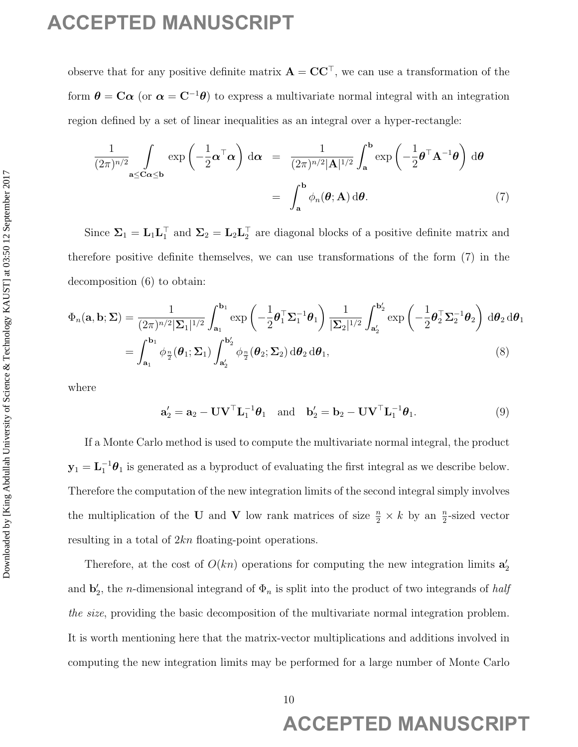observe that for any positive definite matrix $\mathbf{A} = \mathbf{C}\mathbf{C}^\top$, we can use a transformation of the form $\boldsymbol{\theta} = \mathbf{C}\boldsymbol{\alpha}$ (or $\boldsymbol{\alpha} = \mathbf{C}^{-1}\boldsymbol{\theta}$) to express a multivariate normal integral with an integration region defined by a set of linear inequalities as an integral over a hyper-rectangle:

$$
\begin{aligned}
\frac{1}{(2\pi)^{n/2}} \int\limits_{\mathbf{a} \le \mathbf{C}\boldsymbol{\alpha} \le \mathbf{b}} \exp\left(-\frac{1}{2}\boldsymbol{\alpha}^\top\boldsymbol{\alpha}\right) \mathrm{d}\boldsymbol{\alpha} &= \frac{1}{(2\pi)^{n/2}|\mathbf{A}|^{1/2}} \int_{\mathbf{a}}^{\mathbf{b}} \exp\left(-\frac{1}{2}\boldsymbol{\theta}^\top\mathbf{A}^{-1}\boldsymbol{\theta}\right) \mathrm{d}\boldsymbol{\theta} \\
&= \int_{\mathbf{a}}^{\mathbf{b}} \phi_n(\boldsymbol{\theta}; \mathbf{A}) \, \mathrm{d}\boldsymbol{\theta}. \qquad (7)
\end{aligned}
$$

Since $\boldsymbol{\Sigma}_1 = \mathbf{L}_1\mathbf{L}_1^\top$ and $\boldsymbol{\Sigma}_2 = \mathbf{L}_2\mathbf{L}_2^\top$ are diagonal blocks of a positive definite matrix and therefore positive definite themselves, we can use transformations of the form (7) in the decomposition (6) to obtain:

$$
\begin{aligned}
\Phi_n(\mathbf{a}, \mathbf{b}; \boldsymbol{\Sigma}) &= \frac{1}{(2\pi)^{n/2}|\boldsymbol{\Sigma}_1|^{1/2}} \int_{\mathbf{a}_1}^{\mathbf{b}_1} \exp\left(-\frac{1}{2}\boldsymbol{\theta}_1^\top\boldsymbol{\Sigma}_1^{-1}\boldsymbol{\theta}_1\right) \frac{1}{|\boldsymbol{\Sigma}_2|^{1/2}} \int_{\mathbf{a}_2'}^{\mathbf{b}_2'} \exp\left(-\frac{1}{2}\boldsymbol{\theta}_2^\top\boldsymbol{\Sigma}_2^{-1}\boldsymbol{\theta}_2\right) \mathrm{d}\boldsymbol{\theta}_2 \, \mathrm{d}\boldsymbol{\theta}_1 \\
&= \int_{\mathbf{a}_1}^{\mathbf{b}_1} \phi_{\frac{n}{2}}(\boldsymbol{\theta}_1; \boldsymbol{\Sigma}_1) \int_{\mathbf{a}_2'}^{\mathbf{b}_2'} \phi_{\frac{n}{2}}(\boldsymbol{\theta}_2; \boldsymbol{\Sigma}_2) \, \mathrm{d}\boldsymbol{\theta}_2 \, \mathrm{d}\boldsymbol{\theta}_1, \qquad (8)
\end{aligned}
$$

where

$$
\mathbf{a}_2' = \mathbf{a}_2 - \mathbf{U}\mathbf{V}^\top\mathbf{L}_1^{-1}\boldsymbol{\theta}_1 \quad \text{and} \quad \mathbf{b}_2' = \mathbf{b}_2 - \mathbf{U}\mathbf{V}^\top\mathbf{L}_1^{-1}\boldsymbol{\theta}_1. \qquad (9)
$$

If a Monte Carlo method is used to compute the multivariate normal integral, the product $\mathbf{y}_1 = \mathbf{L}_1^{-1}\boldsymbol{\theta}_1$ is generated as a byproduct of evaluating the first integral as we describe below. Therefore the computation of the new integration limits of the second integral simply involves the multiplication of the $\mathbf{U}$ and $\mathbf{V}$ low rank matrices of size $\frac{n}{2} \times k$ by an $\frac{n}{2}$-sized vector resulting in a total of $2kn$ floating-point operations.

Therefore, at the cost of $O(kn)$ operations for computing the new integration limits $\mathbf{a}_2'$ and $\mathbf{b}_2'$, the $n$-dimensional integrand of $\Phi_n$ is split into the product of two integrands of *half the size*, providing the basic decomposition of the multivariate normal integration problem. It is worth mentioning here that the matrix-vector multiplications and additions involved in computing the new integration limits may be performed for a large number of Monte Carlo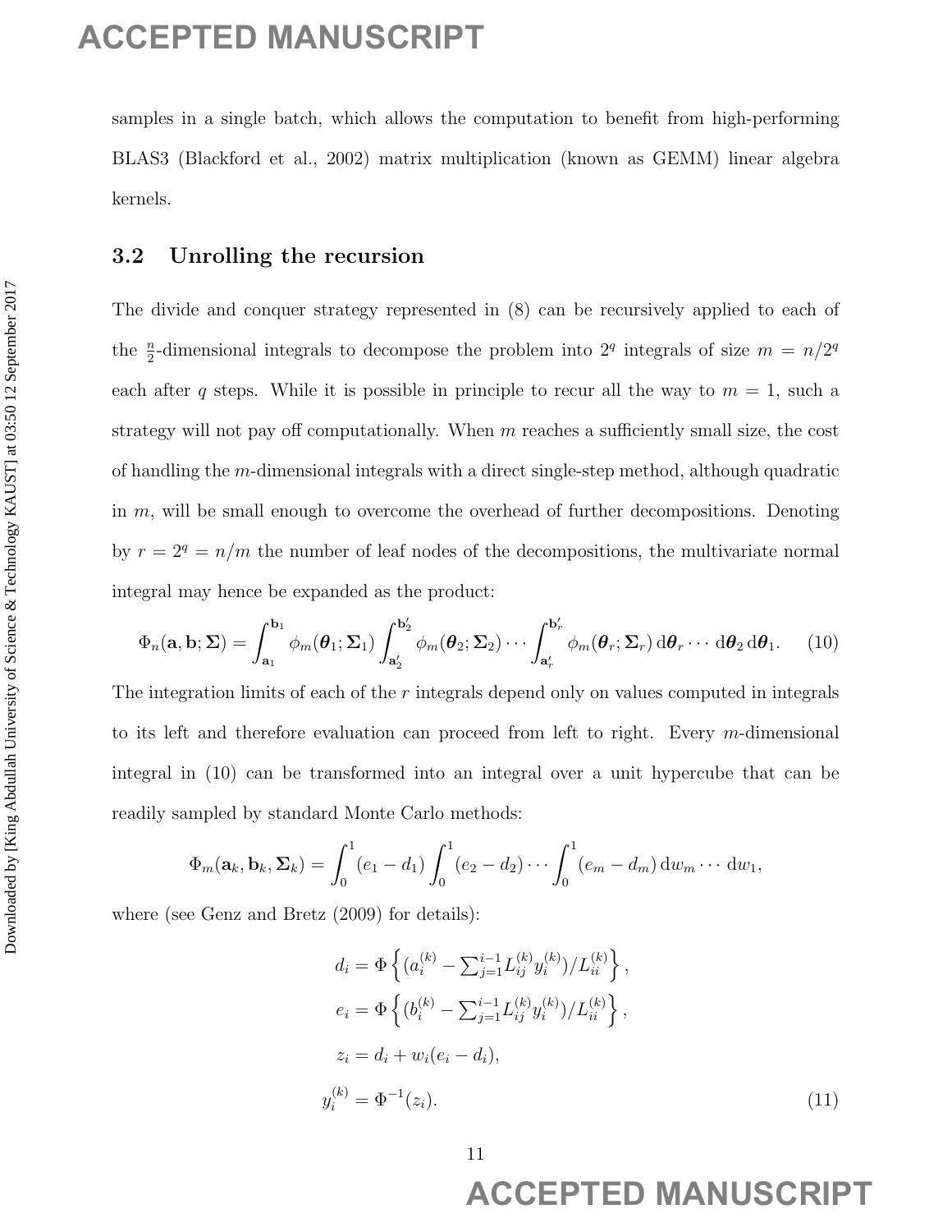samples in a single batch, which allows the computation to benefit from high-performing BLAS3 (Blackford et al., 2002) matrix multiplication (known as GEMM) linear algebra kernels.

### 3.2 Unrolling the recursion

The divide and conquer strategy represented in (8) can be recursively applied to each of the $\frac{n}{2}$-dimensional integrals to decompose the problem into $2^q$ integrals of size $m = n/2^q$ each after $q$ steps. While it is possible in principle to recur all the way to $m = 1$, such a strategy will not pay off computationally. When $m$ reaches a sufficiently small size, the cost of handling the $m$-dimensional integrals with a direct single-step method, although quadratic in $m$, will be small enough to overcome the overhead of further decompositions. Denoting by $r = 2^q = n/m$ the number of leaf nodes of the decompositions, the multivariate normal integral may hence be expanded as the product:

$$\Phi_n(\mathbf{a}, \mathbf{b}; \mathbf{\Sigma}) = \int_{\mathbf{a}_1}^{\mathbf{b}_1} \phi_m(\boldsymbol{\theta}_1; \mathbf{\Sigma}_1) \int_{\mathbf{a}_2'}^{\mathbf{b}_2'} \phi_m(\boldsymbol{\theta}_2; \mathbf{\Sigma}_2) \cdots \int_{\mathbf{a}_r'}^{\mathbf{b}_r'} \phi_m(\boldsymbol{\theta}_r; \mathbf{\Sigma}_r) \, \mathrm{d}\boldsymbol{\theta}_r \cdots \mathrm{d}\boldsymbol{\theta}_2 \, \mathrm{d}\boldsymbol{\theta}_1. \tag{10}$$

The integration limits of each of the $r$ integrals depend only on values computed in integrals to its left and therefore evaluation can proceed from left to right. Every $m$-dimensional integral in (10) can be transformed into an integral over a unit hypercube that can be readily sampled by standard Monte Carlo methods:

$$\Phi_m(\mathbf{a}_k, \mathbf{b}_k, \mathbf{\Sigma}_k) = \int_0^1 (e_1 - d_1) \int_0^1 (e_2 - d_2) \cdots \int_0^1 (e_m - d_m) \, \mathrm{d}w_m \cdots \mathrm{d}w_1,$$

where (see Genz and Bretz (2009) for details):

$$\begin{aligned}
d_i &= \Phi\left\{ (a_i^{(k)} - \textstyle\sum_{j=1}^{i-1} L_{ij}^{(k)} y_i^{(k)}) / L_{ii}^{(k)} \right\}, \\
e_i &= \Phi\left\{ (b_i^{(k)} - \textstyle\sum_{j=1}^{i-1} L_{ij}^{(k)} y_i^{(k)}) / L_{ii}^{(k)} \right\}, \\
z_i &= d_i + w_i(e_i - d_i), \\
y_i^{(k)} &= \Phi^{-1}(z_i).
\end{aligned} \tag{11}$$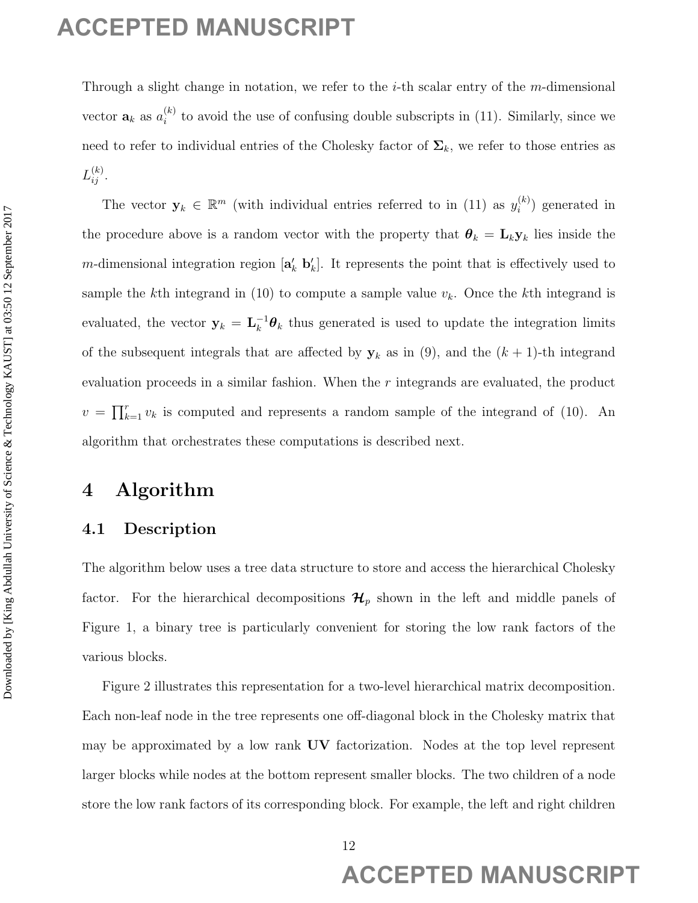Through a slight change in notation, we refer to the $i$-th scalar entry of the $m$-dimensional vector $\mathbf{a}_k$ as $a_i^{(k)}$ to avoid the use of confusing double subscripts in (11). Similarly, since we need to refer to individual entries of the Cholesky factor of $\boldsymbol{\Sigma}_k$, we refer to those entries as $L_{ij}^{(k)}$.

The vector $\mathbf{y}_k \in \mathbb{R}^m$ (with individual entries referred to in (11) as $y_i^{(k)}$) generated in the procedure above is a random vector with the property that $\boldsymbol{\theta}_k = \mathbf{L}_k \mathbf{y}_k$ lies inside the $m$-dimensional integration region $[\mathbf{a}'_k \ \mathbf{b}'_k]$. It represents the point that is effectively used to sample the $k$th integrand in (10) to compute a sample value $v_k$. Once the $k$th integrand is evaluated, the vector $\mathbf{y}_k = \mathbf{L}_k^{-1}\boldsymbol{\theta}_k$ thus generated is used to update the integration limits of the subsequent integrals that are affected by $\mathbf{y}_k$ as in (9), and the $(k+1)$-th integrand evaluation proceeds in a similar fashion. When the $r$ integrands are evaluated, the product $v = \prod_{k=1}^{r} v_k$ is computed and represents a random sample of the integrand of (10). An algorithm that orchestrates these computations is described next.

# 4 Algorithm

## 4.1 Description

The algorithm below uses a tree data structure to store and access the hierarchical Cholesky factor. For the hierarchical decompositions $\boldsymbol{\mathcal{H}}_p$ shown in the left and middle panels of Figure 1, a binary tree is particularly convenient for storing the low rank factors of the various blocks.

Figure 2 illustrates this representation for a two-level hierarchical matrix decomposition. Each non-leaf node in the tree represents one off-diagonal block in the Cholesky matrix that may be approximated by a low rank $\mathbf{UV}$ factorization. Nodes at the top level represent larger blocks while nodes at the bottom represent smaller blocks. The two children of a node store the low rank factors of its corresponding block. For example, the left and right children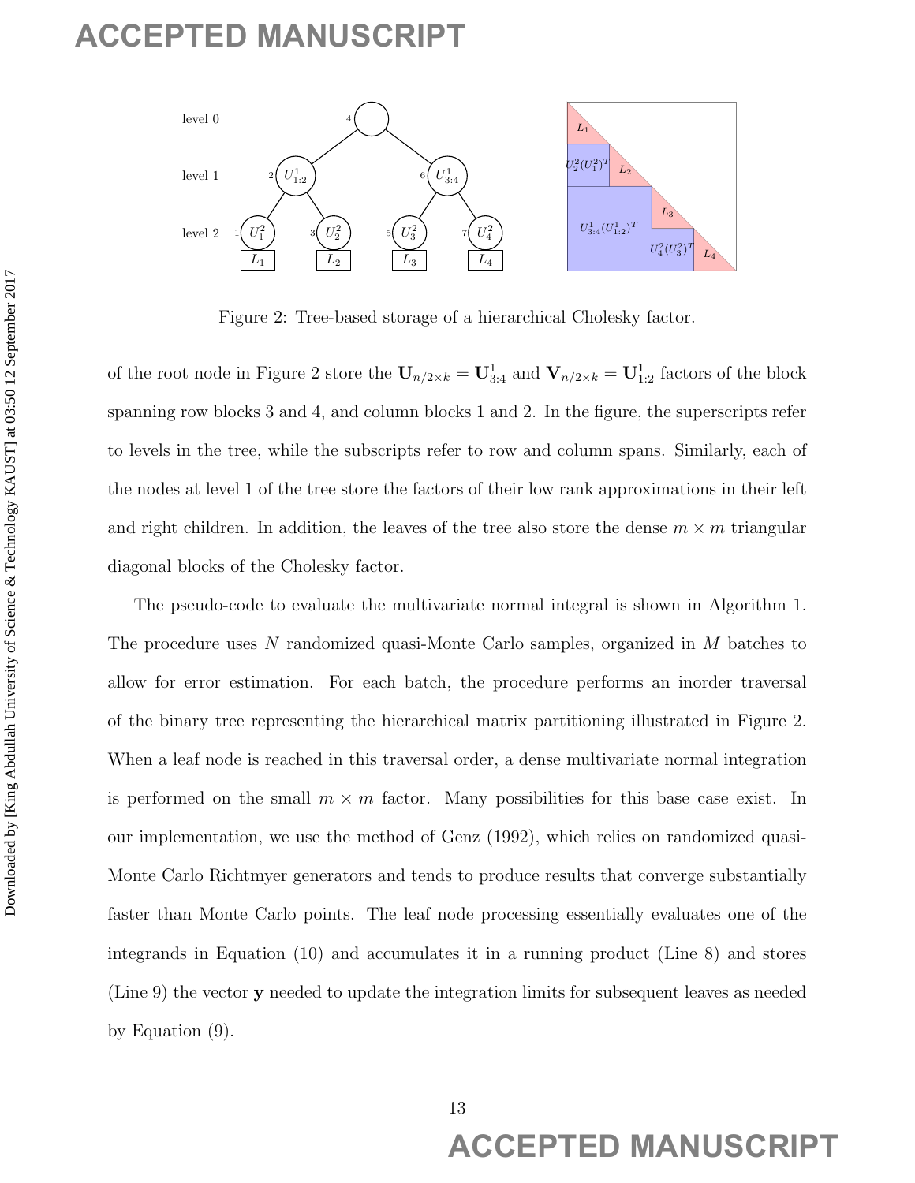Figure 2: Tree-based storage of a hierarchical Cholesky factor.

of the root node in Figure 2 store the $\mathbf{U}_{n/2\times k} = \mathbf{U}^1_{3:4}$ and $\mathbf{V}_{n/2\times k} = \mathbf{U}^1_{1:2}$ factors of the block spanning row blocks 3 and 4, and column blocks 1 and 2. In the figure, the superscripts refer to levels in the tree, while the subscripts refer to row and column spans. Similarly, each of the nodes at level 1 of the tree store the factors of their low rank approximations in their left and right children. In addition, the leaves of the tree also store the dense $m \times m$ triangular diagonal blocks of the Cholesky factor.

The pseudo-code to evaluate the multivariate normal integral is shown in Algorithm 1. The procedure uses $N$ randomized quasi-Monte Carlo samples, organized in $M$ batches to allow for error estimation. For each batch, the procedure performs an inorder traversal of the binary tree representing the hierarchical matrix partitioning illustrated in Figure 2. When a leaf node is reached in this traversal order, a dense multivariate normal integration is performed on the small $m \times m$ factor. Many possibilities for this base case exist. In our implementation, we use the method of Genz (1992), which relies on randomized quasi-Monte Carlo Richtmyer generators and tends to produce results that converge substantially faster than Monte Carlo points. The leaf node processing essentially evaluates one of the integrands in Equation (10) and accumulates it in a running product (Line 8) and stores (Line 9) the vector $\mathbf{y}$ needed to update the integration limits for subsequent leaves as needed by Equation (9).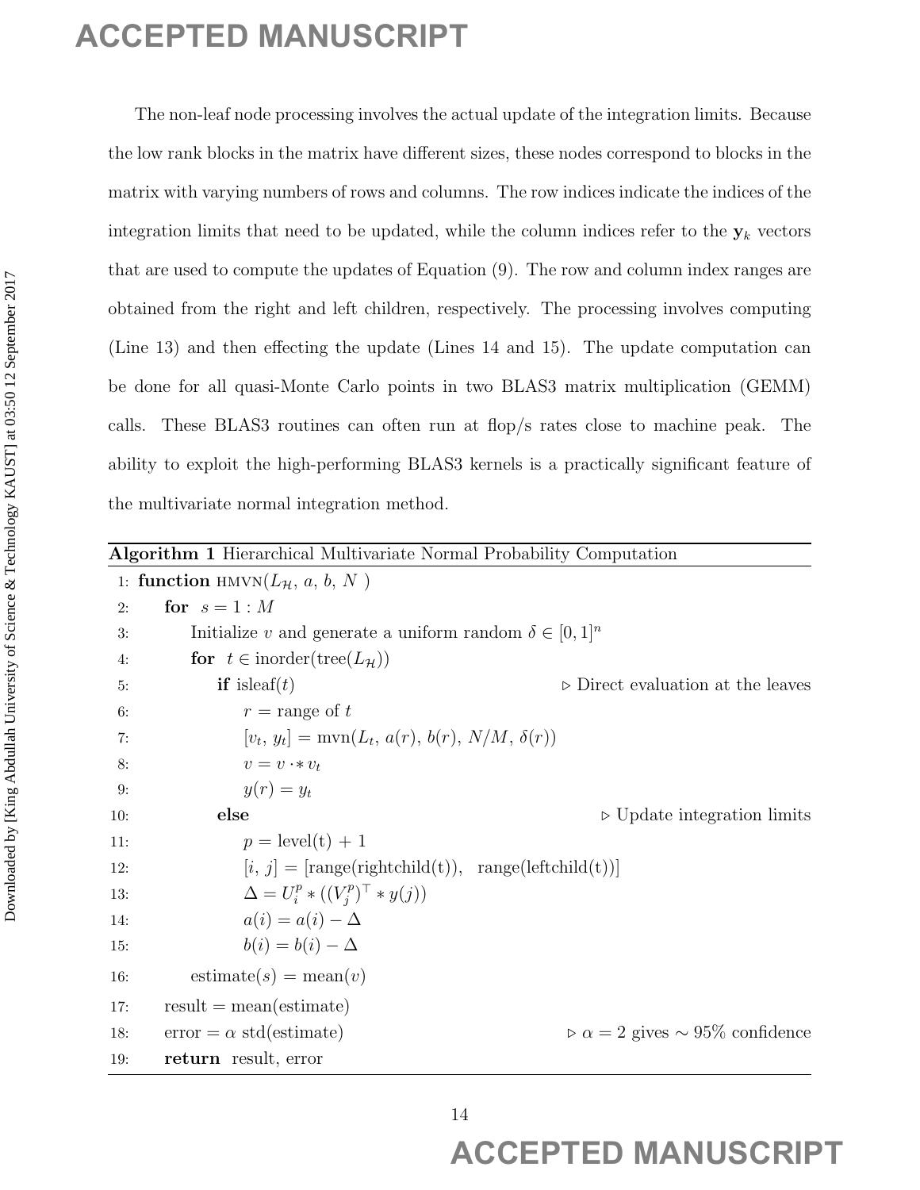The non-leaf node processing involves the actual update of the integration limits. Because the low rank blocks in the matrix have different sizes, these nodes correspond to blocks in the matrix with varying numbers of rows and columns. The row indices indicate the indices of the integration limits that need to be updated, while the column indices refer to the $\mathbf{y}_k$ vectors that are used to compute the updates of Equation (9). The row and column index ranges are obtained from the right and left children, respectively. The processing involves computing (Line 13) and then effecting the update (Lines 14 and 15). The update computation can be done for all quasi-Monte Carlo points in two BLAS3 matrix multiplication (GEMM) calls. These BLAS3 routines can often run at flop/s rates close to machine peak. The ability to exploit the high-performing BLAS3 kernels is a practically significant feature of the multivariate normal integration method.

**Algorithm 1** Hierarchical Multivariate Normal Probability Computation

```
1:  function HMVN(L_H, a, b, N )
2:      for s = 1 : M
3:          Initialize v and generate a uniform random δ ∈ [0,1]^n
4:          for t ∈ inorder(tree(L_H))
5:              if isleaf(t)                              ▷ Direct evaluation at the leaves
6:                  r = range of t
7:                  [v_t, y_t] = mvn(L_t, a(r), b(r), N/M, δ(r))
8:                  v = v .* v_t
9:                  y(r) = y_t
10:             else                                      ▷ Update integration limits
11:                 p = level(t) + 1
12:                 [i, j] = [range(rightchild(t)),  range(leftchild(t))]
13:                 Δ = U_i^p * ((V_j^p)^T * y(j))
14:                 a(i) = a(i) − Δ
15:                 b(i) = b(i) − Δ
16:         estimate(s) = mean(v)
17:     result = mean(estimate)
18:     error = α std(estimate)                           ▷ α = 2 gives ∼ 95% confidence
19:     return  result, error
```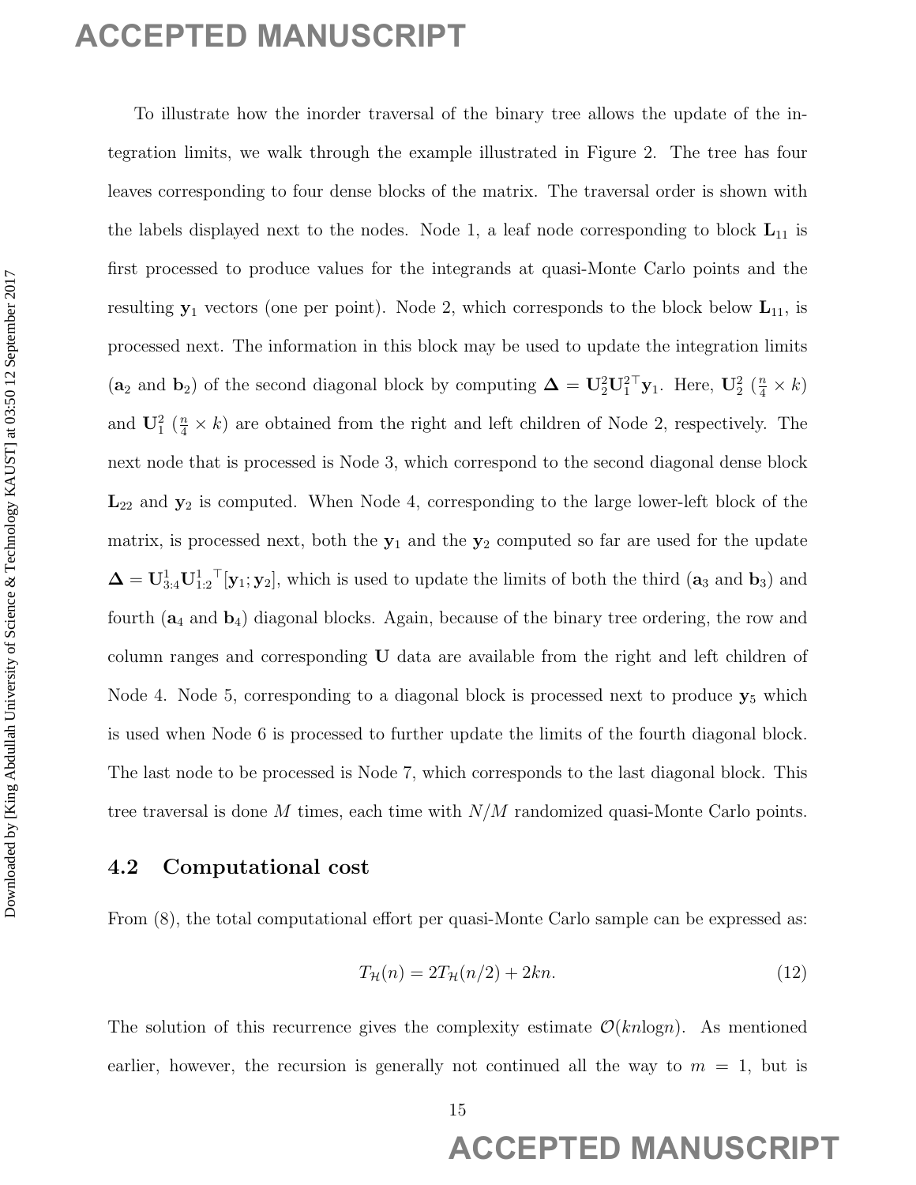To illustrate how the inorder traversal of the binary tree allows the update of the integration limits, we walk through the example illustrated in Figure 2. The tree has four leaves corresponding to four dense blocks of the matrix. The traversal order is shown with the labels displayed next to the nodes. Node 1, a leaf node corresponding to block $\mathbf{L}_{11}$ is first processed to produce values for the integrands at quasi-Monte Carlo points and the resulting $\mathbf{y}_1$ vectors (one per point). Node 2, which corresponds to the block below $\mathbf{L}_{11}$, is processed next. The information in this block may be used to update the integration limits ($\mathbf{a}_2$ and $\mathbf{b}_2$) of the second diagonal block by computing $\boldsymbol{\Delta} = \mathbf{U}_2^2 \mathbf{U}_1^{2\top} \mathbf{y}_1$. Here, $\mathbf{U}_2^2$ ($\frac{n}{4} \times k$) and $\mathbf{U}_1^2$ ($\frac{n}{4} \times k$) are obtained from the right and left children of Node 2, respectively. The next node that is processed is Node 3, which correspond to the second diagonal dense block $\mathbf{L}_{22}$ and $\mathbf{y}_2$ is computed. When Node 4, corresponding to the large lower-left block of the matrix, is processed next, both the $\mathbf{y}_1$ and the $\mathbf{y}_2$ computed so far are used for the update $\boldsymbol{\Delta} = \mathbf{U}_{3:4}^1 \mathbf{U}_{1:2}^{1\ \top} [\mathbf{y}_1; \mathbf{y}_2]$, which is used to update the limits of both the third ($\mathbf{a}_3$ and $\mathbf{b}_3$) and fourth ($\mathbf{a}_4$ and $\mathbf{b}_4$) diagonal blocks. Again, because of the binary tree ordering, the row and column ranges and corresponding $\mathbf{U}$ data are available from the right and left children of Node 4. Node 5, corresponding to a diagonal block is processed next to produce $\mathbf{y}_5$ which is used when Node 6 is processed to further update the limits of the fourth diagonal block. The last node to be processed is Node 7, which corresponds to the last diagonal block. This tree traversal is done $M$ times, each time with $N/M$ randomized quasi-Monte Carlo points.

## 4.2 Computational cost

From (8), the total computational effort per quasi-Monte Carlo sample can be expressed as:

$$T_{\mathcal{H}}(n) = 2T_{\mathcal{H}}(n/2) + 2kn. \tag{12}$$

The solution of this recurrence gives the complexity estimate $\mathcal{O}(kn\log n)$. As mentioned earlier, however, the recursion is generally not continued all the way to $m = 1$, but is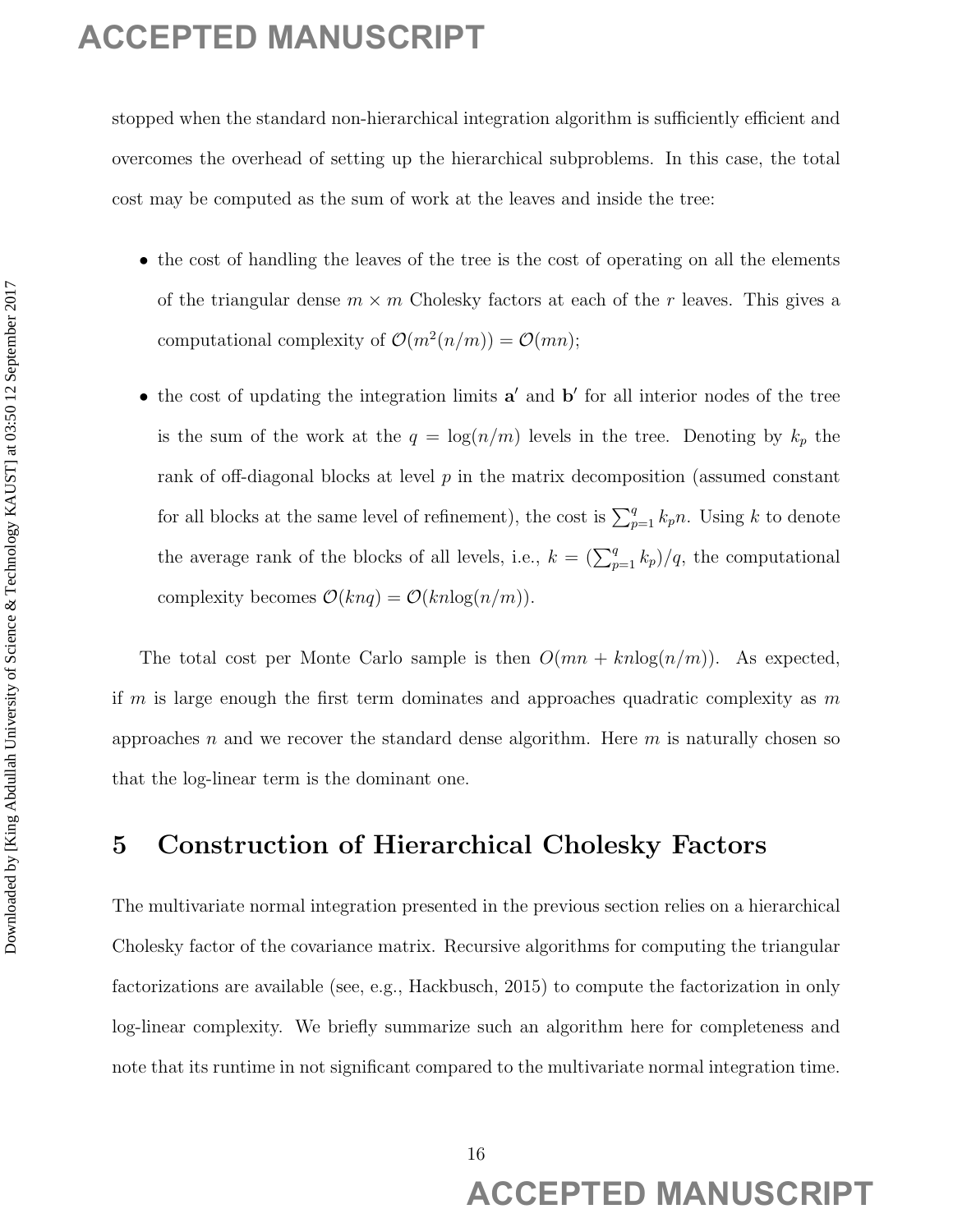stopped when the standard non-hierarchical integration algorithm is sufficiently efficient and overcomes the overhead of setting up the hierarchical subproblems. In this case, the total cost may be computed as the sum of work at the leaves and inside the tree:

- the cost of handling the leaves of the tree is the cost of operating on all the elements of the triangular dense $m \times m$ Cholesky factors at each of the $r$ leaves. This gives a computational complexity of $\mathcal{O}(m^2(n/m)) = \mathcal{O}(mn)$;
- the cost of updating the integration limits $\mathbf{a}'$ and $\mathbf{b}'$ for all interior nodes of the tree is the sum of the work at the $q = \log(n/m)$ levels in the tree. Denoting by $k_p$ the rank of off-diagonal blocks at level $p$ in the matrix decomposition (assumed constant for all blocks at the same level of refinement), the cost is $\sum_{p=1}^{q} k_p n$. Using $k$ to denote the average rank of the blocks of all levels, i.e., $k = (\sum_{p=1}^{q} k_p)/q$, the computational complexity becomes $\mathcal{O}(knq) = \mathcal{O}(kn\log(n/m))$.

The total cost per Monte Carlo sample is then $O(mn + kn\log(n/m))$. As expected, if $m$ is large enough the first term dominates and approaches quadratic complexity as $m$ approaches $n$ and we recover the standard dense algorithm. Here $m$ is naturally chosen so that the log-linear term is the dominant one.

# 5 Construction of Hierarchical Cholesky Factors

The multivariate normal integration presented in the previous section relies on a hierarchical Cholesky factor of the covariance matrix. Recursive algorithms for computing the triangular factorizations are available (see, e.g., Hackbusch, 2015) to compute the factorization in only log-linear complexity. We briefly summarize such an algorithm here for completeness and note that its runtime in not significant compared to the multivariate normal integration time.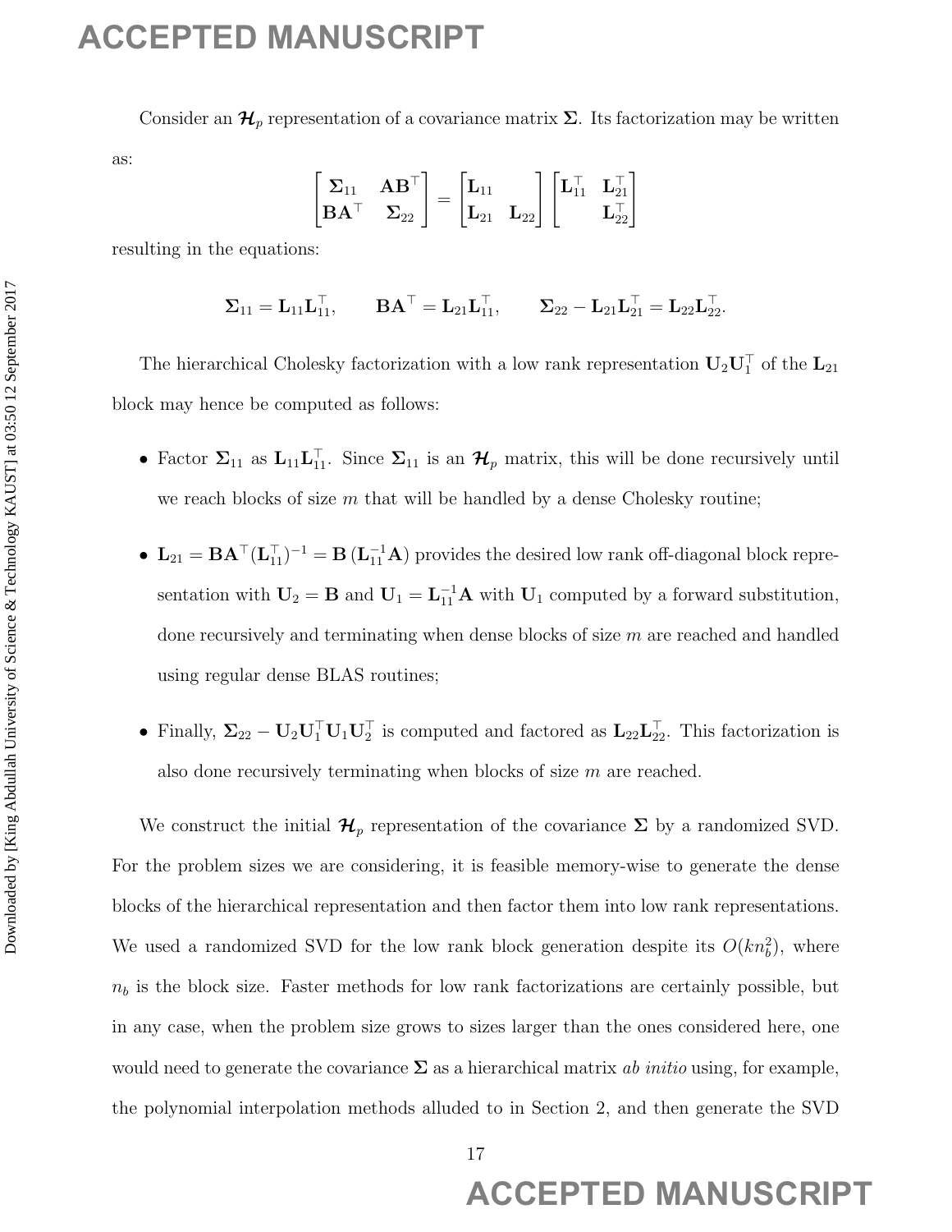Consider an $\boldsymbol{\mathcal{H}}_p$ representation of a covariance matrix $\mathbf{\Sigma}$. Its factorization may be written as:

$$\begin{bmatrix} \mathbf{\Sigma}_{11} & \mathbf{A}\mathbf{B}^\top \\ \mathbf{B}\mathbf{A}^\top & \mathbf{\Sigma}_{22} \end{bmatrix} = \begin{bmatrix} \mathbf{L}_{11} & \\ \mathbf{L}_{21} & \mathbf{L}_{22} \end{bmatrix} \begin{bmatrix} \mathbf{L}_{11}^\top & \mathbf{L}_{21}^\top \\ & \mathbf{L}_{22}^\top \end{bmatrix}$$

resulting in the equations:

$$\mathbf{\Sigma}_{11} = \mathbf{L}_{11}\mathbf{L}_{11}^\top, \qquad \mathbf{B}\mathbf{A}^\top = \mathbf{L}_{21}\mathbf{L}_{11}^\top, \qquad \mathbf{\Sigma}_{22} - \mathbf{L}_{21}\mathbf{L}_{21}^\top = \mathbf{L}_{22}\mathbf{L}_{22}^\top.$$

The hierarchical Cholesky factorization with a low rank representation $\mathbf{U}_2\mathbf{U}_1^\top$ of the $\mathbf{L}_{21}$ block may hence be computed as follows:

- Factor $\mathbf{\Sigma}_{11}$ as $\mathbf{L}_{11}\mathbf{L}_{11}^\top$. Since $\mathbf{\Sigma}_{11}$ is an $\boldsymbol{\mathcal{H}}_p$ matrix, this will be done recursively until we reach blocks of size $m$ that will be handled by a dense Cholesky routine;
- $\mathbf{L}_{21} = \mathbf{B}\mathbf{A}^\top(\mathbf{L}_{11}^\top)^{-1} = \mathbf{B}\,(\mathbf{L}_{11}^{-1}\mathbf{A})$ provides the desired low rank off-diagonal block representation with $\mathbf{U}_2 = \mathbf{B}$ and $\mathbf{U}_1 = \mathbf{L}_{11}^{-1}\mathbf{A}$ with $\mathbf{U}_1$ computed by a forward substitution, done recursively and terminating when dense blocks of size $m$ are reached and handled using regular dense BLAS routines;
- Finally, $\mathbf{\Sigma}_{22} - \mathbf{U}_2\mathbf{U}_1^\top\mathbf{U}_1\mathbf{U}_2^\top$ is computed and factored as $\mathbf{L}_{22}\mathbf{L}_{22}^\top$. This factorization is also done recursively terminating when blocks of size $m$ are reached.

We construct the initial $\boldsymbol{\mathcal{H}}_p$ representation of the covariance $\mathbf{\Sigma}$ by a randomized SVD. For the problem sizes we are considering, it is feasible memory-wise to generate the dense blocks of the hierarchical representation and then factor them into low rank representations. We used a randomized SVD for the low rank block generation despite its $O(kn_b^2)$, where $n_b$ is the block size. Faster methods for low rank factorizations are certainly possible, but in any case, when the problem size grows to sizes larger than the ones considered here, one would need to generate the covariance $\mathbf{\Sigma}$ as a hierarchical matrix *ab initio* using, for example, the polynomial interpolation methods alluded to in Section 2, and then generate the SVD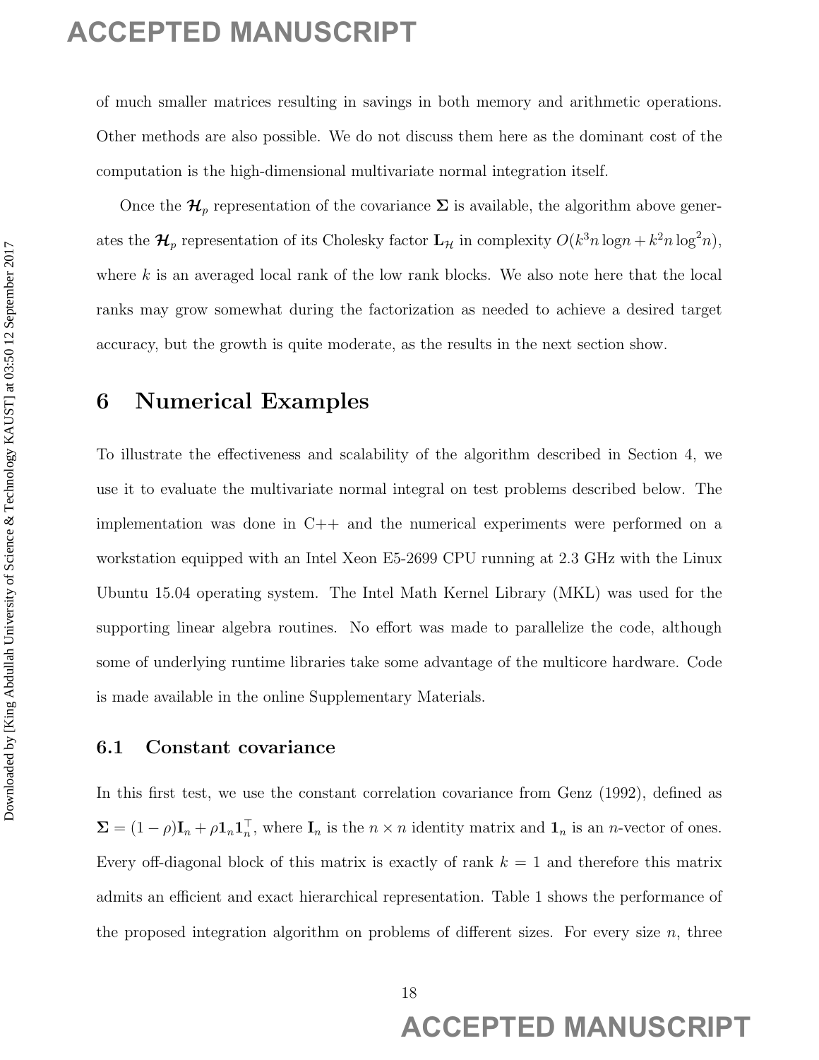of much smaller matrices resulting in savings in both memory and arithmetic operations. Other methods are also possible. We do not discuss them here as the dominant cost of the computation is the high-dimensional multivariate normal integration itself.

Once the $\boldsymbol{\mathcal{H}}_p$ representation of the covariance $\boldsymbol{\Sigma}$ is available, the algorithm above generates the $\boldsymbol{\mathcal{H}}_p$ representation of its Cholesky factor $\mathbf{L}_{\mathcal{H}}$ in complexity $O(k^3 n \log n + k^2 n \log^2 n)$, where $k$ is an averaged local rank of the low rank blocks. We also note here that the local ranks may grow somewhat during the factorization as needed to achieve a desired target accuracy, but the growth is quite moderate, as the results in the next section show.

# 6 Numerical Examples

To illustrate the effectiveness and scalability of the algorithm described in Section 4, we use it to evaluate the multivariate normal integral on test problems described below. The implementation was done in C++ and the numerical experiments were performed on a workstation equipped with an Intel Xeon E5-2699 CPU running at 2.3 GHz with the Linux Ubuntu 15.04 operating system. The Intel Math Kernel Library (MKL) was used for the supporting linear algebra routines. No effort was made to parallelize the code, although some of underlying runtime libraries take some advantage of the multicore hardware. Code is made available in the online Supplementary Materials.

## 6.1 Constant covariance

In this first test, we use the constant correlation covariance from Genz (1992), defined as $\boldsymbol{\Sigma} = (1-\rho)\mathbf{I}_n + \rho \mathbf{1}_n \mathbf{1}_n^\top$, where $\mathbf{I}_n$ is the $n \times n$ identity matrix and $\mathbf{1}_n$ is an $n$-vector of ones. Every off-diagonal block of this matrix is exactly of rank $k = 1$ and therefore this matrix admits an efficient and exact hierarchical representation. Table 1 shows the performance of the proposed integration algorithm on problems of different sizes. For every size $n$, three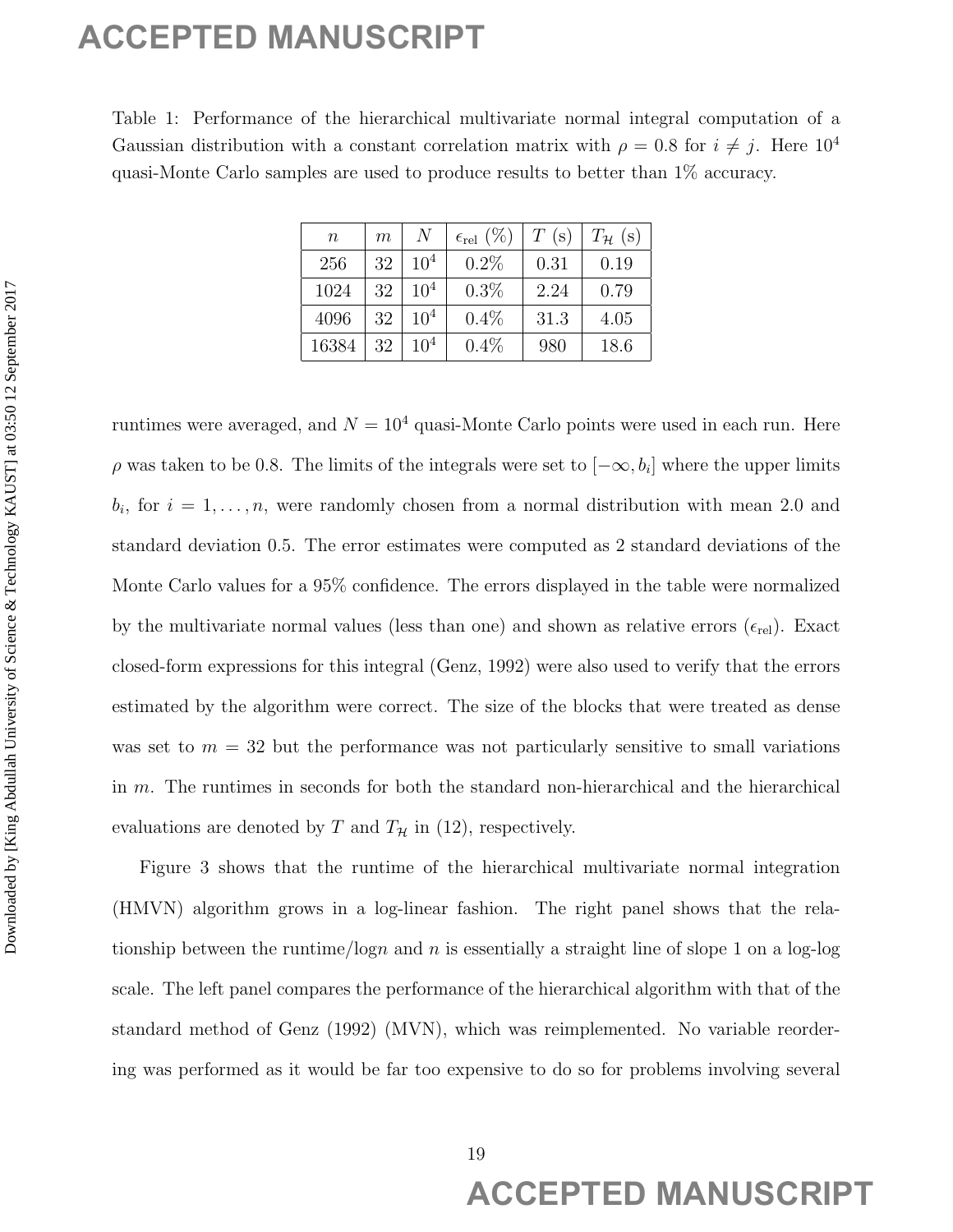Table 1: Performance of the hierarchical multivariate normal integral computation of a Gaussian distribution with a constant correlation matrix with $\rho = 0.8$ for $i \neq j$. Here $10^4$ quasi-Monte Carlo samples are used to produce results to better than 1% accuracy.

| $n$ | $m$ | $N$ | $\epsilon_{\text{rel}}$ (%) | $T$ (s) | $T_{\mathcal{H}}$ (s) |
|---|---|---|---|---|---|
| 256 | 32 | $10^4$ | 0.2% | 0.31 | 0.19 |
| 1024 | 32 | $10^4$ | 0.3% | 2.24 | 0.79 |
| 4096 | 32 | $10^4$ | 0.4% | 31.3 | 4.05 |
| 16384 | 32 | $10^4$ | 0.4% | 980 | 18.6 |

runtimes were averaged, and $N = 10^4$ quasi-Monte Carlo points were used in each run. Here $\rho$ was taken to be 0.8. The limits of the integrals were set to $[-\infty, b_i]$ where the upper limits $b_i$, for $i = 1, \ldots, n$, were randomly chosen from a normal distribution with mean 2.0 and standard deviation 0.5. The error estimates were computed as 2 standard deviations of the Monte Carlo values for a 95% confidence. The errors displayed in the table were normalized by the multivariate normal values (less than one) and shown as relative errors ($\epsilon_{\text{rel}}$). Exact closed-form expressions for this integral (Genz, 1992) were also used to verify that the errors estimated by the algorithm were correct. The size of the blocks that were treated as dense was set to $m = 32$ but the performance was not particularly sensitive to small variations in $m$. The runtimes in seconds for both the standard non-hierarchical and the hierarchical evaluations are denoted by $T$ and $T_{\mathcal{H}}$ in (12), respectively.

Figure 3 shows that the runtime of the hierarchical multivariate normal integration (HMVN) algorithm grows in a log-linear fashion. The right panel shows that the relationship between the runtime/log$n$ and $n$ is essentially a straight line of slope 1 on a log-log scale. The left panel compares the performance of the hierarchical algorithm with that of the standard method of Genz (1992) (MVN), which was reimplemented. No variable reordering was performed as it would be far too expensive to do so for problems involving several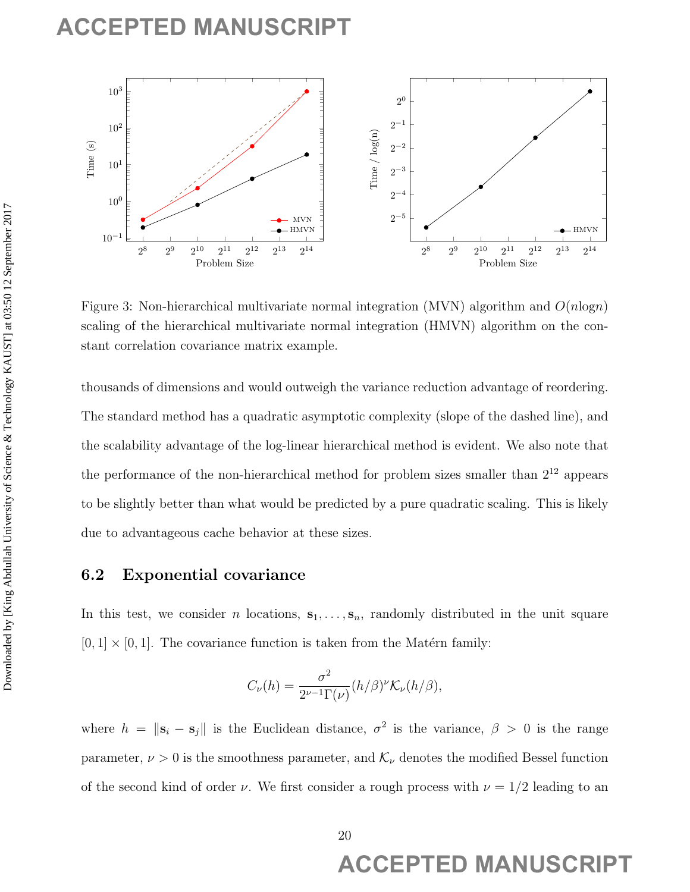Figure 3: Non-hierarchical multivariate normal integration (MVN) algorithm and $O(n \log n)$ scaling of the hierarchical multivariate normal integration (HMVN) algorithm on the constant correlation covariance matrix example.

thousands of dimensions and would outweigh the variance reduction advantage of reordering. The standard method has a quadratic asymptotic complexity (slope of the dashed line), and the scalability advantage of the log-linear hierarchical method is evident. We also note that the performance of the non-hierarchical method for problem sizes smaller than $2^{12}$ appears to be slightly better than what would be predicted by a pure quadratic scaling. This is likely due to advantageous cache behavior at these sizes.

## 6.2 Exponential covariance

In this test, we consider $n$ locations, $\mathbf{s}_1, \ldots, \mathbf{s}_n$, randomly distributed in the unit square $[0, 1] \times [0, 1]$. The covariance function is taken from the Matérn family:

$$C_\nu(h) = \frac{\sigma^2}{2^{\nu-1}\Gamma(\nu)}(h/\beta)^\nu \mathcal{K}_\nu(h/\beta),$$

where $h = \|\mathbf{s}_i - \mathbf{s}_j\|$ is the Euclidean distance, $\sigma^2$ is the variance, $\beta > 0$ is the range parameter, $\nu > 0$ is the smoothness parameter, and $\mathcal{K}_\nu$ denotes the modified Bessel function of the second kind of order $\nu$. We first consider a rough process with $\nu = 1/2$ leading to an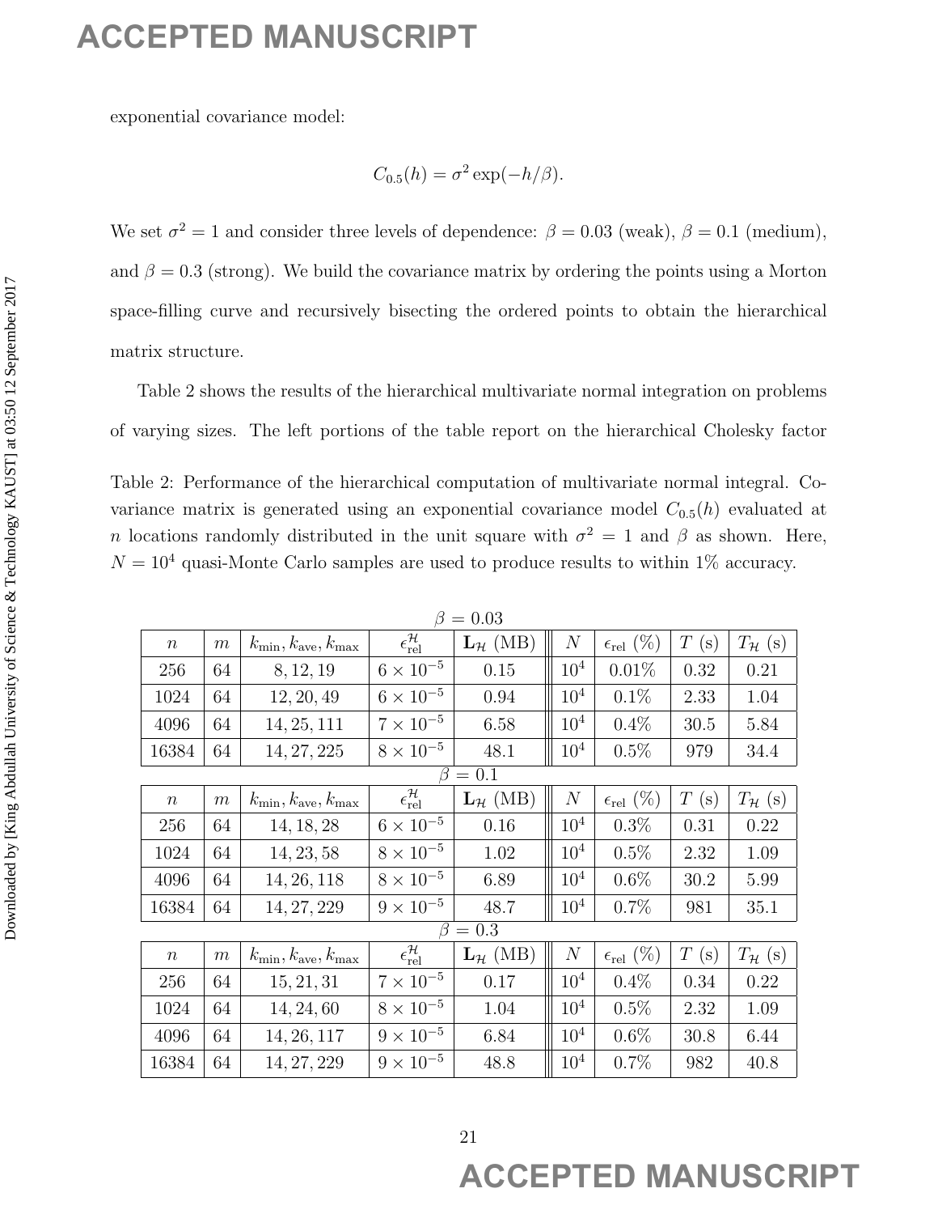exponential covariance model:

$$C_{0.5}(h) = \sigma^2 \exp(-h/\beta).$$

We set $\sigma^2 = 1$ and consider three levels of dependence: $\beta = 0.03$ (weak), $\beta = 0.1$ (medium), and $\beta = 0.3$ (strong). We build the covariance matrix by ordering the points using a Morton space-filling curve and recursively bisecting the ordered points to obtain the hierarchical matrix structure.

Table 2 shows the results of the hierarchical multivariate normal integration on problems of varying sizes. The left portions of the table report on the hierarchical Cholesky factor

Table 2: Performance of the hierarchical computation of multivariate normal integral. Covariance matrix is generated using an exponential covariance model $C_{0.5}(h)$ evaluated at $n$ locations randomly distributed in the unit square with $\sigma^2 = 1$ and $\beta$ as shown. Here, $N = 10^4$ quasi-Monte Carlo samples are used to produce results to within 1% accuracy.

$\beta = 0.03$

| $n$ | $m$ | $k_{\min}, k_{\text{ave}}, k_{\max}$ | $\epsilon_{\text{rel}}^{\mathcal{H}}$ | $\mathbf{L}_{\mathcal{H}}$ (MB) | $N$ | $\epsilon_{\text{rel}}$ (%) | $T$ (s) | $T_{\mathcal{H}}$ (s) |
|---|---|---|---|---|---|---|---|---|
| 256 | 64 | 8, 12, 19 | $6 \times 10^{-5}$ | 0.15 | $10^4$ | 0.01% | 0.32 | 0.21 |
| 1024 | 64 | 12, 20, 49 | $6 \times 10^{-5}$ | 0.94 | $10^4$ | 0.1% | 2.33 | 1.04 |
| 4096 | 64 | 14, 25, 111 | $7 \times 10^{-5}$ | 6.58 | $10^4$ | 0.4% | 30.5 | 5.84 |
| 16384 | 64 | 14, 27, 225 | $8 \times 10^{-5}$ | 48.1 | $10^4$ | 0.5% | 979 | 34.4 |

$\beta = 0.1$

| $n$ | $m$ | $k_{\min}, k_{\text{ave}}, k_{\max}$ | $\epsilon_{\text{rel}}^{\mathcal{H}}$ | $\mathbf{L}_{\mathcal{H}}$ (MB) | $N$ | $\epsilon_{\text{rel}}$ (%) | $T$ (s) | $T_{\mathcal{H}}$ (s) |
|---|---|---|---|---|---|---|---|---|
| 256 | 64 | 14, 18, 28 | $6 \times 10^{-5}$ | 0.16 | $10^4$ | 0.3% | 0.31 | 0.22 |
| 1024 | 64 | 14, 23, 58 | $8 \times 10^{-5}$ | 1.02 | $10^4$ | 0.5% | 2.32 | 1.09 |
| 4096 | 64 | 14, 26, 118 | $8 \times 10^{-5}$ | 6.89 | $10^4$ | 0.6% | 30.2 | 5.99 |
| 16384 | 64 | 14, 27, 229 | $9 \times 10^{-5}$ | 48.7 | $10^4$ | 0.7% | 981 | 35.1 |

$\beta = 0.3$

| $n$ | $m$ | $k_{\min}, k_{\text{ave}}, k_{\max}$ | $\epsilon_{\text{rel}}^{\mathcal{H}}$ | $\mathbf{L}_{\mathcal{H}}$ (MB) | $N$ | $\epsilon_{\text{rel}}$ (%) | $T$ (s) | $T_{\mathcal{H}}$ (s) |
|---|---|---|---|---|---|---|---|---|
| 256 | 64 | 15, 21, 31 | $7 \times 10^{-5}$ | 0.17 | $10^4$ | 0.4% | 0.34 | 0.22 |
| 1024 | 64 | 14, 24, 60 | $8 \times 10^{-5}$ | 1.04 | $10^4$ | 0.5% | 2.32 | 1.09 |
| 4096 | 64 | 14, 26, 117 | $9 \times 10^{-5}$ | 6.84 | $10^4$ | 0.6% | 30.8 | 6.44 |
| 16384 | 64 | 14, 27, 229 | $9 \times 10^{-5}$ | 48.8 | $10^4$ | 0.7% | 982 | 40.8 |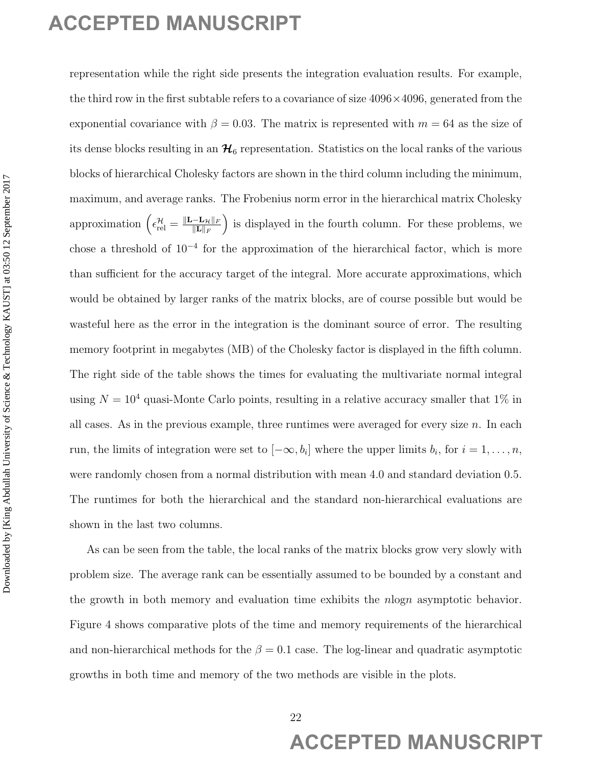representation while the right side presents the integration evaluation results. For example, the third row in the first subtable refers to a covariance of size $4096 \times 4096$, generated from the exponential covariance with $\beta = 0.03$. The matrix is represented with $m = 64$ as the size of its dense blocks resulting in an $\boldsymbol{\mathcal{H}}_6$ representation. Statistics on the local ranks of the various blocks of hierarchical Cholesky factors are shown in the third column including the minimum, maximum, and average ranks. The Frobenius norm error in the hierarchical matrix Cholesky approximation $\left(\epsilon_{\text{rel}}^{\mathcal{H}} = \frac{\|\mathbf{L} - \mathbf{L}_{\mathcal{H}}\|_F}{\|\mathbf{L}\|_F}\right)$ is displayed in the fourth column. For these problems, we chose a threshold of $10^{-4}$ for the approximation of the hierarchical factor, which is more than sufficient for the accuracy target of the integral. More accurate approximations, which would be obtained by larger ranks of the matrix blocks, are of course possible but would be wasteful here as the error in the integration is the dominant source of error. The resulting memory footprint in megabytes (MB) of the Cholesky factor is displayed in the fifth column. The right side of the table shows the times for evaluating the multivariate normal integral using $N = 10^4$ quasi-Monte Carlo points, resulting in a relative accuracy smaller that 1% in all cases. As in the previous example, three runtimes were averaged for every size $n$. In each run, the limits of integration were set to $[-\infty, b_i]$ where the upper limits $b_i$, for $i = 1, \ldots, n$, were randomly chosen from a normal distribution with mean 4.0 and standard deviation 0.5. The runtimes for both the hierarchical and the standard non-hierarchical evaluations are shown in the last two columns.

As can be seen from the table, the local ranks of the matrix blocks grow very slowly with problem size. The average rank can be essentially assumed to be bounded by a constant and the growth in both memory and evaluation time exhibits the $n\log n$ asymptotic behavior. Figure 4 shows comparative plots of the time and memory requirements of the hierarchical and non-hierarchical methods for the $\beta = 0.1$ case. The log-linear and quadratic asymptotic growths in both time and memory of the two methods are visible in the plots.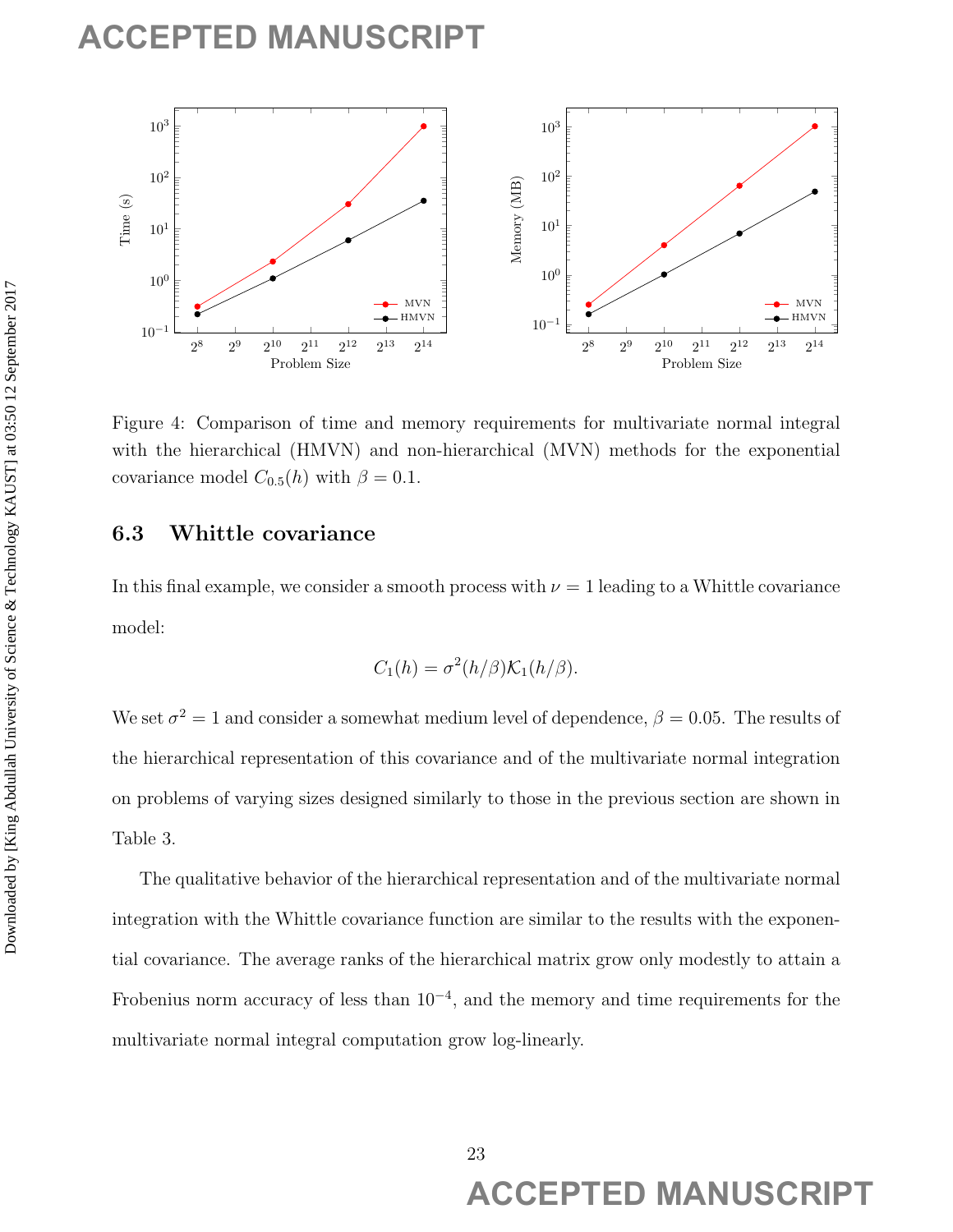Figure 4: Comparison of time and memory requirements for multivariate normal integral with the hierarchical (HMVN) and non-hierarchical (MVN) methods for the exponential covariance model $C_{0.5}(h)$ with $\beta = 0.1$.

### 6.3 Whittle covariance

In this final example, we consider a smooth process with $\nu = 1$ leading to a Whittle covariance model:

$$C_1(h) = \sigma^2(h/\beta)\mathcal{K}_1(h/\beta).$$

We set $\sigma^2 = 1$ and consider a somewhat medium level of dependence, $\beta = 0.05$. The results of the hierarchical representation of this covariance and of the multivariate normal integration on problems of varying sizes designed similarly to those in the previous section are shown in Table 3.

The qualitative behavior of the hierarchical representation and of the multivariate normal integration with the Whittle covariance function are similar to the results with the exponential covariance. The average ranks of the hierarchical matrix grow only modestly to attain a Frobenius norm accuracy of less than $10^{-4}$, and the memory and time requirements for the multivariate normal integral computation grow log-linearly.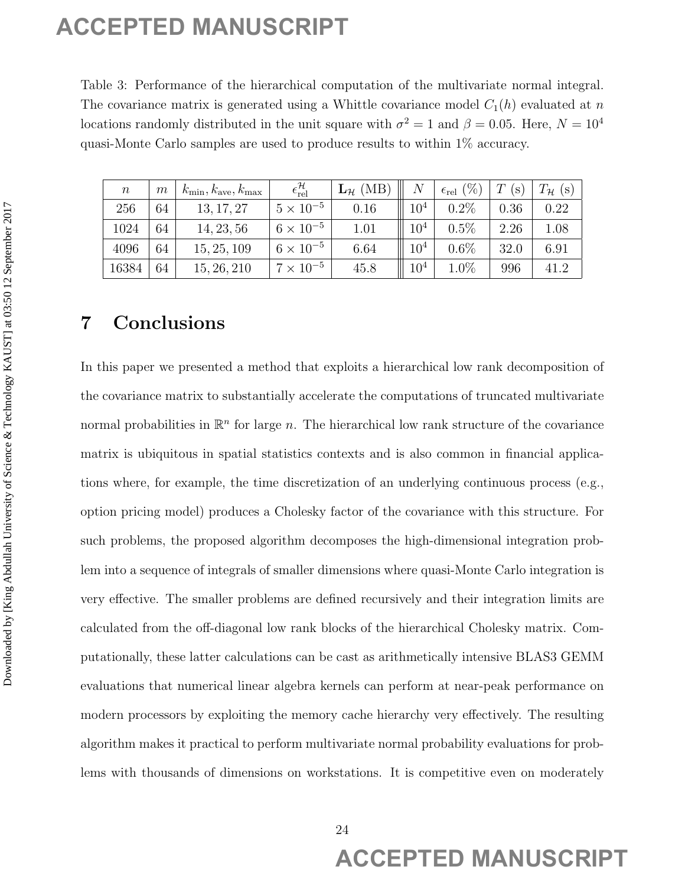Table 3: Performance of the hierarchical computation of the multivariate normal integral. The covariance matrix is generated using a Whittle covariance model $C_1(h)$ evaluated at $n$ locations randomly distributed in the unit square with $\sigma^2 = 1$ and $\beta = 0.05$. Here, $N = 10^4$ quasi-Monte Carlo samples are used to produce results to within 1% accuracy.

| $n$ | $m$ | $k_{\min}, k_{\text{ave}}, k_{\max}$ | $\epsilon_{\text{rel}}^{\mathcal{H}}$ | $\mathbf{L}_{\mathcal{H}}$ (MB) | $N$ | $\epsilon_{\text{rel}}$ (%) | $T$ (s) | $T_{\mathcal{H}}$ (s) |
|---|---|---|---|---|---|---|---|---|
| 256 | 64 | $13, 17, 27$ | $5 \times 10^{-5}$ | 0.16 | $10^4$ | 0.2% | 0.36 | 0.22 |
| 1024 | 64 | $14, 23, 56$ | $6 \times 10^{-5}$ | 1.01 | $10^4$ | 0.5% | 2.26 | 1.08 |
| 4096 | 64 | $15, 25, 109$ | $6 \times 10^{-5}$ | 6.64 | $10^4$ | 0.6% | 32.0 | 6.91 |
| 16384 | 64 | $15, 26, 210$ | $7 \times 10^{-5}$ | 45.8 | $10^4$ | 1.0% | 996 | 41.2 |

## 7 Conclusions

In this paper we presented a method that exploits a hierarchical low rank decomposition of the covariance matrix to substantially accelerate the computations of truncated multivariate normal probabilities in $\mathbb{R}^n$ for large $n$. The hierarchical low rank structure of the covariance matrix is ubiquitous in spatial statistics contexts and is also common in financial applications where, for example, the time discretization of an underlying continuous process (e.g., option pricing model) produces a Cholesky factor of the covariance with this structure. For such problems, the proposed algorithm decomposes the high-dimensional integration problem into a sequence of integrals of smaller dimensions where quasi-Monte Carlo integration is very effective. The smaller problems are defined recursively and their integration limits are calculated from the off-diagonal low rank blocks of the hierarchical Cholesky matrix. Computationally, these latter calculations can be cast as arithmetically intensive BLAS3 GEMM evaluations that numerical linear algebra kernels can perform at near-peak performance on modern processors by exploiting the memory cache hierarchy very effectively. The resulting algorithm makes it practical to perform multivariate normal probability evaluations for problems with thousands of dimensions on workstations. It is competitive even on moderately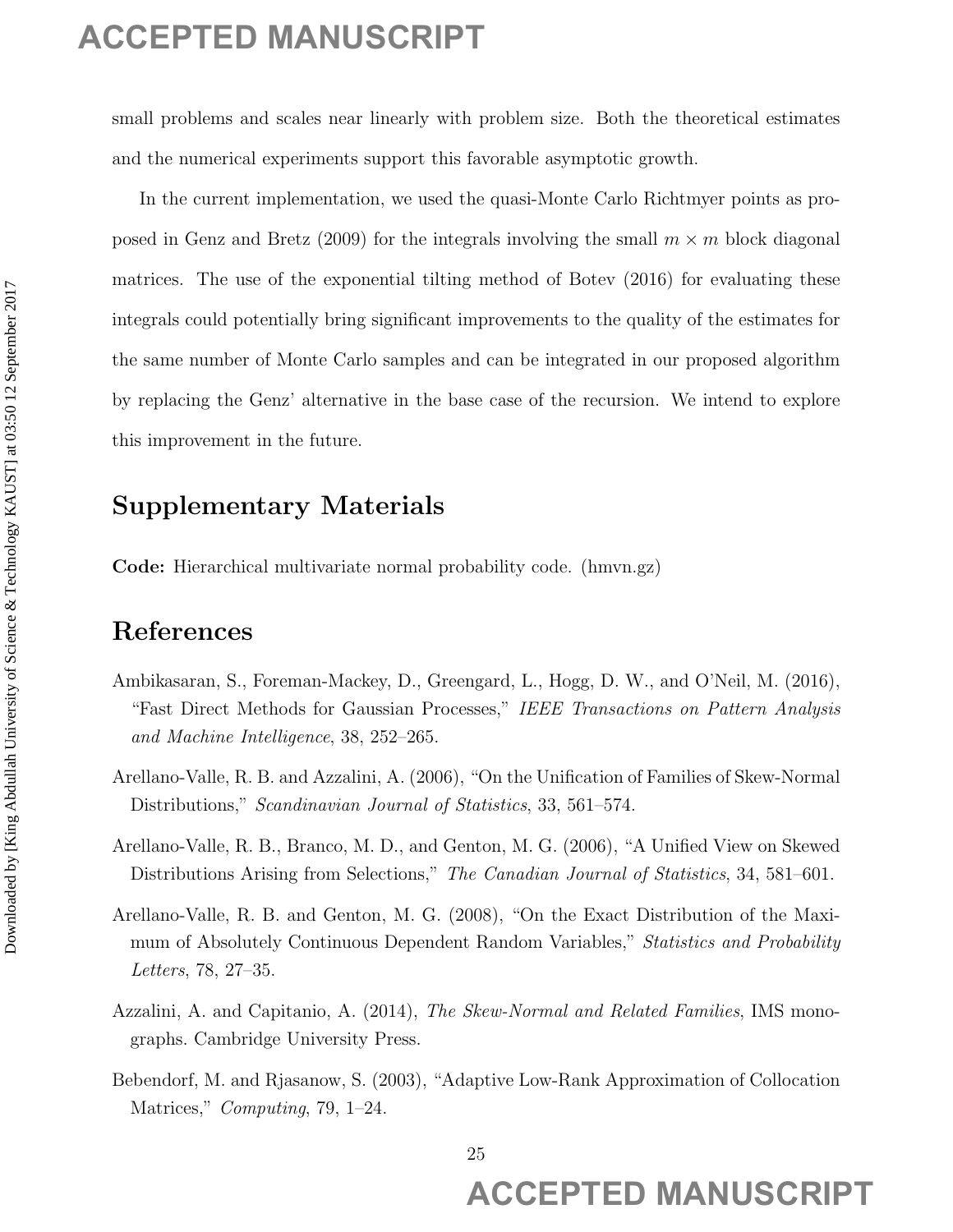small problems and scales near linearly with problem size. Both the theoretical estimates and the numerical experiments support this favorable asymptotic growth.

In the current implementation, we used the quasi-Monte Carlo Richtmyer points as proposed in Genz and Bretz (2009) for the integrals involving the small $m \times m$ block diagonal matrices. The use of the exponential tilting method of Botev (2016) for evaluating these integrals could potentially bring significant improvements to the quality of the estimates for the same number of Monte Carlo samples and can be integrated in our proposed algorithm by replacing the Genz' alternative in the base case of the recursion. We intend to explore this improvement in the future.

## Supplementary Materials

**Code:** Hierarchical multivariate normal probability code. (hmvn.gz)

## References

Ambikasaran, S., Foreman-Mackey, D., Greengard, L., Hogg, D. W., and O'Neil, M. (2016), "Fast Direct Methods for Gaussian Processes," *IEEE Transactions on Pattern Analysis and Machine Intelligence*, 38, 252–265.

Arellano-Valle, R. B. and Azzalini, A. (2006), "On the Unification of Families of Skew-Normal Distributions," *Scandinavian Journal of Statistics*, 33, 561–574.

Arellano-Valle, R. B., Branco, M. D., and Genton, M. G. (2006), "A Unified View on Skewed Distributions Arising from Selections," *The Canadian Journal of Statistics*, 34, 581–601.

Arellano-Valle, R. B. and Genton, M. G. (2008), "On the Exact Distribution of the Maximum of Absolutely Continuous Dependent Random Variables," *Statistics and Probability Letters*, 78, 27–35.

Azzalini, A. and Capitanio, A. (2014), *The Skew-Normal and Related Families*, IMS monographs. Cambridge University Press.

Bebendorf, M. and Rjasanow, S. (2003), "Adaptive Low-Rank Approximation of Collocation Matrices," *Computing*, 79, 1–24.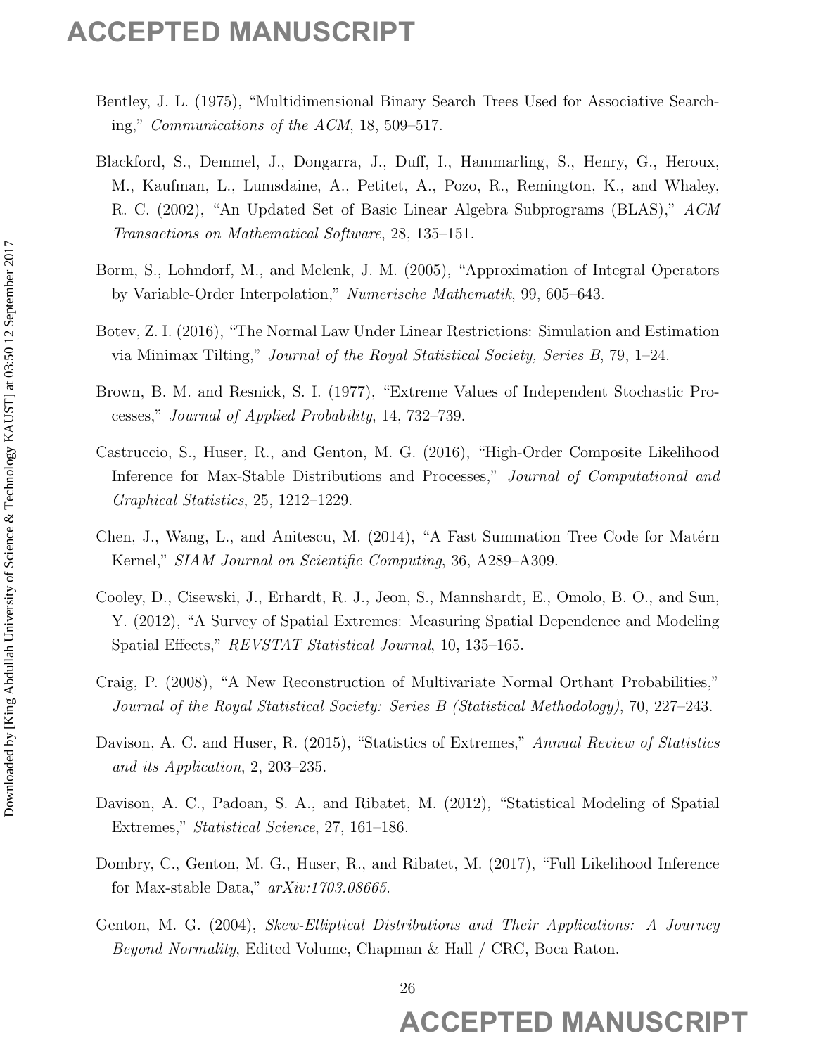Bentley, J. L. (1975), "Multidimensional Binary Search Trees Used for Associative Searching," *Communications of the ACM*, 18, 509–517.

Blackford, S., Demmel, J., Dongarra, J., Duff, I., Hammarling, S., Henry, G., Heroux, M., Kaufman, L., Lumsdaine, A., Petitet, A., Pozo, R., Remington, K., and Whaley, R. C. (2002), "An Updated Set of Basic Linear Algebra Subprograms (BLAS)," *ACM Transactions on Mathematical Software*, 28, 135–151.

Borm, S., Lohndorf, M., and Melenk, J. M. (2005), "Approximation of Integral Operators by Variable-Order Interpolation," *Numerische Mathematik*, 99, 605–643.

Botev, Z. I. (2016), "The Normal Law Under Linear Restrictions: Simulation and Estimation via Minimax Tilting," *Journal of the Royal Statistical Society, Series B*, 79, 1–24.

Brown, B. M. and Resnick, S. I. (1977), "Extreme Values of Independent Stochastic Processes," *Journal of Applied Probability*, 14, 732–739.

Castruccio, S., Huser, R., and Genton, M. G. (2016), "High-Order Composite Likelihood Inference for Max-Stable Distributions and Processes," *Journal of Computational and Graphical Statistics*, 25, 1212–1229.

Chen, J., Wang, L., and Anitescu, M. (2014), "A Fast Summation Tree Code for Matérn Kernel," *SIAM Journal on Scientific Computing*, 36, A289–A309.

Cooley, D., Cisewski, J., Erhardt, R. J., Jeon, S., Mannshardt, E., Omolo, B. O., and Sun, Y. (2012), "A Survey of Spatial Extremes: Measuring Spatial Dependence and Modeling Spatial Effects," *REVSTAT Statistical Journal*, 10, 135–165.

Craig, P. (2008), "A New Reconstruction of Multivariate Normal Orthant Probabilities," *Journal of the Royal Statistical Society: Series B (Statistical Methodology)*, 70, 227–243.

Davison, A. C. and Huser, R. (2015), "Statistics of Extremes," *Annual Review of Statistics and its Application*, 2, 203–235.

Davison, A. C., Padoan, S. A., and Ribatet, M. (2012), "Statistical Modeling of Spatial Extremes," *Statistical Science*, 27, 161–186.

Dombry, C., Genton, M. G., Huser, R., and Ribatet, M. (2017), "Full Likelihood Inference for Max-stable Data," *arXiv:1703.08665*.

Genton, M. G. (2004), *Skew-Elliptical Distributions and Their Applications: A Journey Beyond Normality*, Edited Volume, Chapman & Hall / CRC, Boca Raton.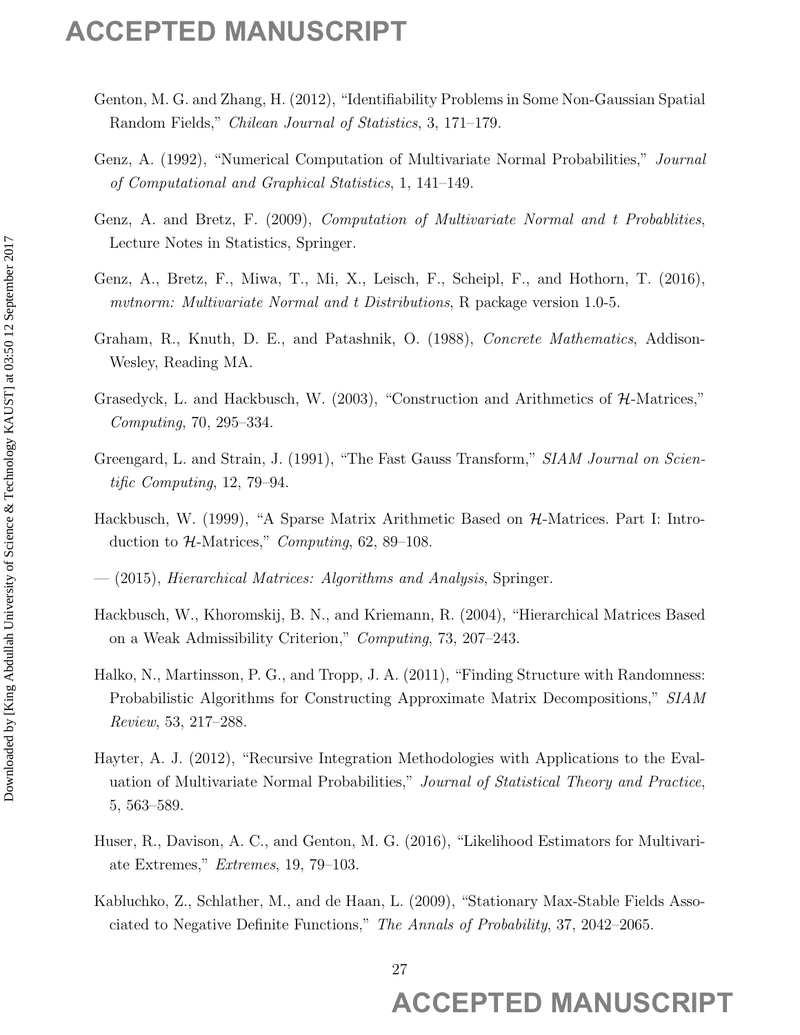Genton, M. G. and Zhang, H. (2012), "Identifiability Problems in Some Non-Gaussian Spatial Random Fields," *Chilean Journal of Statistics*, 3, 171–179.

Genz, A. (1992), "Numerical Computation of Multivariate Normal Probabilities," *Journal of Computational and Graphical Statistics*, 1, 141–149.

Genz, A. and Bretz, F. (2009), *Computation of Multivariate Normal and t Probablities*, Lecture Notes in Statistics, Springer.

Genz, A., Bretz, F., Miwa, T., Mi, X., Leisch, F., Scheipl, F., and Hothorn, T. (2016), *mvtnorm: Multivariate Normal and t Distributions*, R package version 1.0-5.

Graham, R., Knuth, D. E., and Patashnik, O. (1988), *Concrete Mathematics*, Addison-Wesley, Reading MA.

Grasedyck, L. and Hackbusch, W. (2003), "Construction and Arithmetics of $\mathcal{H}$-Matrices," *Computing*, 70, 295–334.

Greengard, L. and Strain, J. (1991), "The Fast Gauss Transform," *SIAM Journal on Scientific Computing*, 12, 79–94.

Hackbusch, W. (1999), "A Sparse Matrix Arithmetic Based on $\mathcal{H}$-Matrices. Part I: Introduction to $\mathcal{H}$-Matrices," *Computing*, 62, 89–108.

— (2015), *Hierarchical Matrices: Algorithms and Analysis*, Springer.

Hackbusch, W., Khoromskij, B. N., and Kriemann, R. (2004), "Hierarchical Matrices Based on a Weak Admissibility Criterion," *Computing*, 73, 207–243.

Halko, N., Martinsson, P. G., and Tropp, J. A. (2011), "Finding Structure with Randomness: Probabilistic Algorithms for Constructing Approximate Matrix Decompositions," *SIAM Review*, 53, 217–288.

Hayter, A. J. (2012), "Recursive Integration Methodologies with Applications to the Evaluation of Multivariate Normal Probabilities," *Journal of Statistical Theory and Practice*, 5, 563–589.

Huser, R., Davison, A. C., and Genton, M. G. (2016), "Likelihood Estimators for Multivariate Extremes," *Extremes*, 19, 79–103.

Kabluchko, Z., Schlather, M., and de Haan, L. (2009), "Stationary Max-Stable Fields Associated to Negative Definite Functions," *The Annals of Probability*, 37, 2042–2065.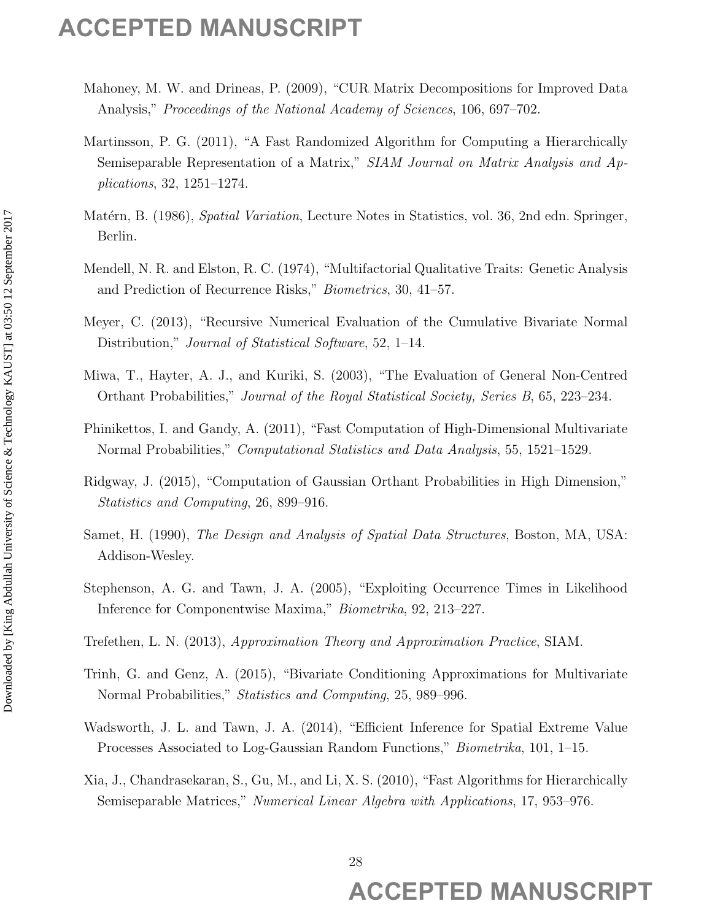Mahoney, M. W. and Drineas, P. (2009), "CUR Matrix Decompositions for Improved Data Analysis," *Proceedings of the National Academy of Sciences*, 106, 697–702.

Martinsson, P. G. (2011), "A Fast Randomized Algorithm for Computing a Hierarchically Semiseparable Representation of a Matrix," *SIAM Journal on Matrix Analysis and Applications*, 32, 1251–1274.

Matérn, B. (1986), *Spatial Variation*, Lecture Notes in Statistics, vol. 36, 2nd edn. Springer, Berlin.

Mendell, N. R. and Elston, R. C. (1974), "Multifactorial Qualitative Traits: Genetic Analysis and Prediction of Recurrence Risks," *Biometrics*, 30, 41–57.

Meyer, C. (2013), "Recursive Numerical Evaluation of the Cumulative Bivariate Normal Distribution," *Journal of Statistical Software*, 52, 1–14.

Miwa, T., Hayter, A. J., and Kuriki, S. (2003), "The Evaluation of General Non-Centred Orthant Probabilities," *Journal of the Royal Statistical Society, Series B*, 65, 223–234.

Phinikettos, I. and Gandy, A. (2011), "Fast Computation of High-Dimensional Multivariate Normal Probabilities," *Computational Statistics and Data Analysis*, 55, 1521–1529.

Ridgway, J. (2015), "Computation of Gaussian Orthant Probabilities in High Dimension," *Statistics and Computing*, 26, 899–916.

Samet, H. (1990), *The Design and Analysis of Spatial Data Structures*, Boston, MA, USA: Addison-Wesley.

Stephenson, A. G. and Tawn, J. A. (2005), "Exploiting Occurrence Times in Likelihood Inference for Componentwise Maxima," *Biometrika*, 92, 213–227.

Trefethen, L. N. (2013), *Approximation Theory and Approximation Practice*, SIAM.

Trinh, G. and Genz, A. (2015), "Bivariate Conditioning Approximations for Multivariate Normal Probabilities," *Statistics and Computing*, 25, 989–996.

Wadsworth, J. L. and Tawn, J. A. (2014), "Efficient Inference for Spatial Extreme Value Processes Associated to Log-Gaussian Random Functions," *Biometrika*, 101, 1–15.

Xia, J., Chandrasekaran, S., Gu, M., and Li, X. S. (2010), "Fast Algorithms for Hierarchically Semiseparable Matrices," *Numerical Linear Algebra with Applications*, 17, 953–976.